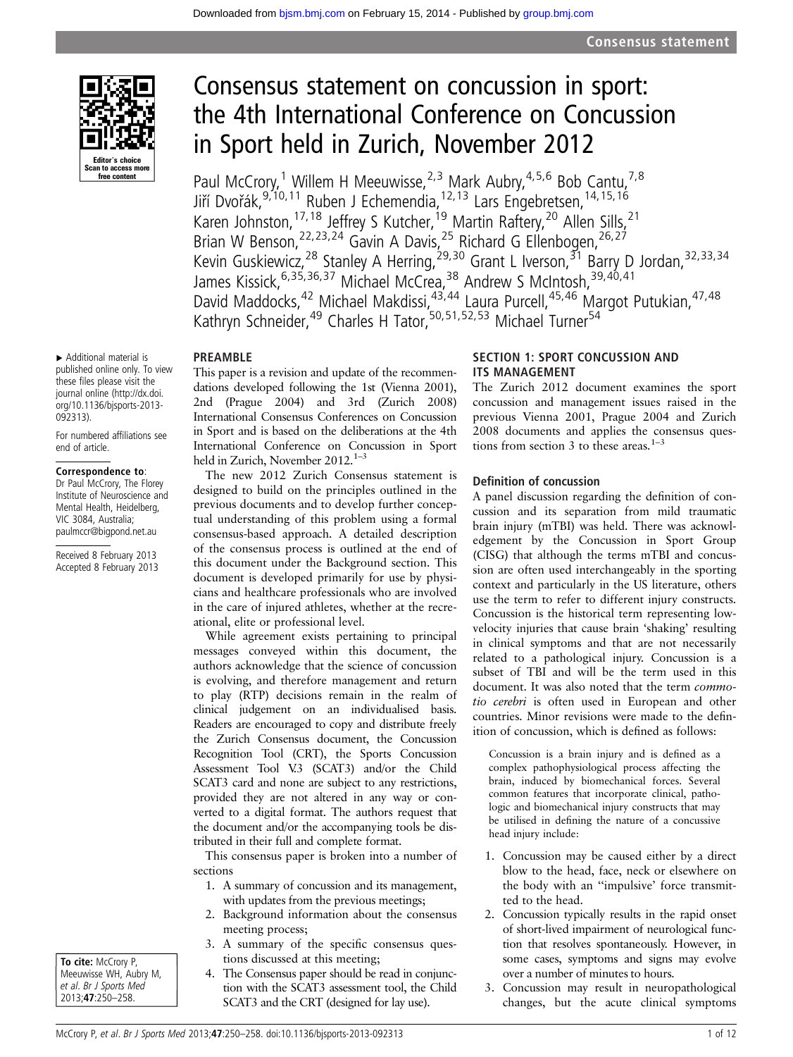# Consensus statement on concussion in sport: the 4th International Conference on Concussion in Sport held in Zurich, November 2012

Paul McCrory,[1] Willem H Meeuwisse,[2,3] Mark Aubry,[4,5,6] Bob Cantu,[7,8] Jiří Dvořák,[9,10,11] Ruben J Echemendia,[12,13] Lars Engebretsen,[14,15,16] Karen Johnston,[17,18] Jeffrey S Kutcher,[19] Martin Raftery,[20] Allen Sills,[21] Brian W Benson,[22,23,24] Gavin A Davis,[25] Richard G Ellenbogen,[26,27] Kevin Guskiewicz,[28] Stanley A Herring,[29,30] Grant L Iverson,[31] Barry D Jordan,[32,33,34] James Kissick,[6,35,36,37] Michael McCrea,[38] Andrew S McIntosh,[39,40,41] David Maddocks,[42] Michael Makdissi,[43,44] Laura Purcell,[45,46] Margot Putukian,[47,48] Kathryn Schneider,[49] Charles H Tator,[50,51,52,53] Michael Turner[54]

▸ Additional material is published online only. To view these files please visit the journal online (http://dx.doi.org/10.1136/bjsports-2013-092313).

For numbered affiliations see end of article.

**Correspondence to**: Dr Paul McCrory, The Florey Institute of Neuroscience and Mental Health, Heidelberg, VIC 3084, Australia; paulmccr@bigpond.net.au

Received 8 February 2013
Accepted 8 February 2013

**To cite:** McCrory P, Meeuwisse WH, Aubry M, *et al. Br J Sports Med* 2013;**47**:250–258.

## PREAMBLE

This paper is a revision and update of the recommendations developed following the 1st (Vienna 2001), 2nd (Prague 2004) and 3rd (Zurich 2008) International Consensus Conferences on Concussion in Sport and is based on the deliberations at the 4th International Conference on Concussion in Sport held in Zurich, November 2012.[1–3]

The new 2012 Zurich Consensus statement is designed to build on the principles outlined in the previous documents and to develop further conceptual understanding of this problem using a formal consensus-based approach. A detailed description of the consensus process is outlined at the end of this document under the Background section. This document is developed primarily for use by physicians and healthcare professionals who are involved in the care of injured athletes, whether at the recreational, elite or professional level.

While agreement exists pertaining to principal messages conveyed within this document, the authors acknowledge that the science of concussion is evolving, and therefore management and return to play (RTP) decisions remain in the realm of clinical judgement on an individualised basis. Readers are encouraged to copy and distribute freely the Zurich Consensus document, the Concussion Recognition Tool (CRT), the Sports Concussion Assessment Tool V.3 (SCAT3) and/or the Child SCAT3 card and none are subject to any restrictions, provided they are not altered in any way or converted to a digital format. The authors request that the document and/or the accompanying tools be distributed in their full and complete format.

This consensus paper is broken into a number of sections

1. A summary of concussion and its management, with updates from the previous meetings;
2. Background information about the consensus meeting process;
3. A summary of the specific consensus questions discussed at this meeting;
4. The Consensus paper should be read in conjunction with the SCAT3 assessment tool, the Child SCAT3 and the CRT (designed for lay use).

## SECTION 1: SPORT CONCUSSION AND ITS MANAGEMENT

The Zurich 2012 document examines the sport concussion and management issues raised in the previous Vienna 2001, Prague 2004 and Zurich 2008 documents and applies the consensus questions from section 3 to these areas.[1–3]

### Definition of concussion

A panel discussion regarding the definition of concussion and its separation from mild traumatic brain injury (mTBI) was held. There was acknowledgement by the Concussion in Sport Group (CISG) that although the terms mTBI and concussion are often used interchangeably in the sporting context and particularly in the US literature, others use the term to refer to different injury constructs. Concussion is the historical term representing low-velocity injuries that cause brain 'shaking' resulting in clinical symptoms and that are not necessarily related to a pathological injury. Concussion is a subset of TBI and will be the term used in this document. It was also noted that the term *commotio cerebri* is often used in European and other countries. Minor revisions were made to the definition of concussion, which is defined as follows:

> Concussion is a brain injury and is defined as a complex pathophysiological process affecting the brain, induced by biomechanical forces. Several common features that incorporate clinical, pathologic and biomechanical injury constructs that may be utilised in defining the nature of a concussive head injury include:

1. Concussion may be caused either by a direct blow to the head, face, neck or elsewhere on the body with an ''impulsive' force transmitted to the head.
2. Concussion typically results in the rapid onset of short-lived impairment of neurological function that resolves spontaneously. However, in some cases, symptoms and signs may evolve over a number of minutes to hours.
3. Concussion may result in neuropathological changes, but the acute clinical symptoms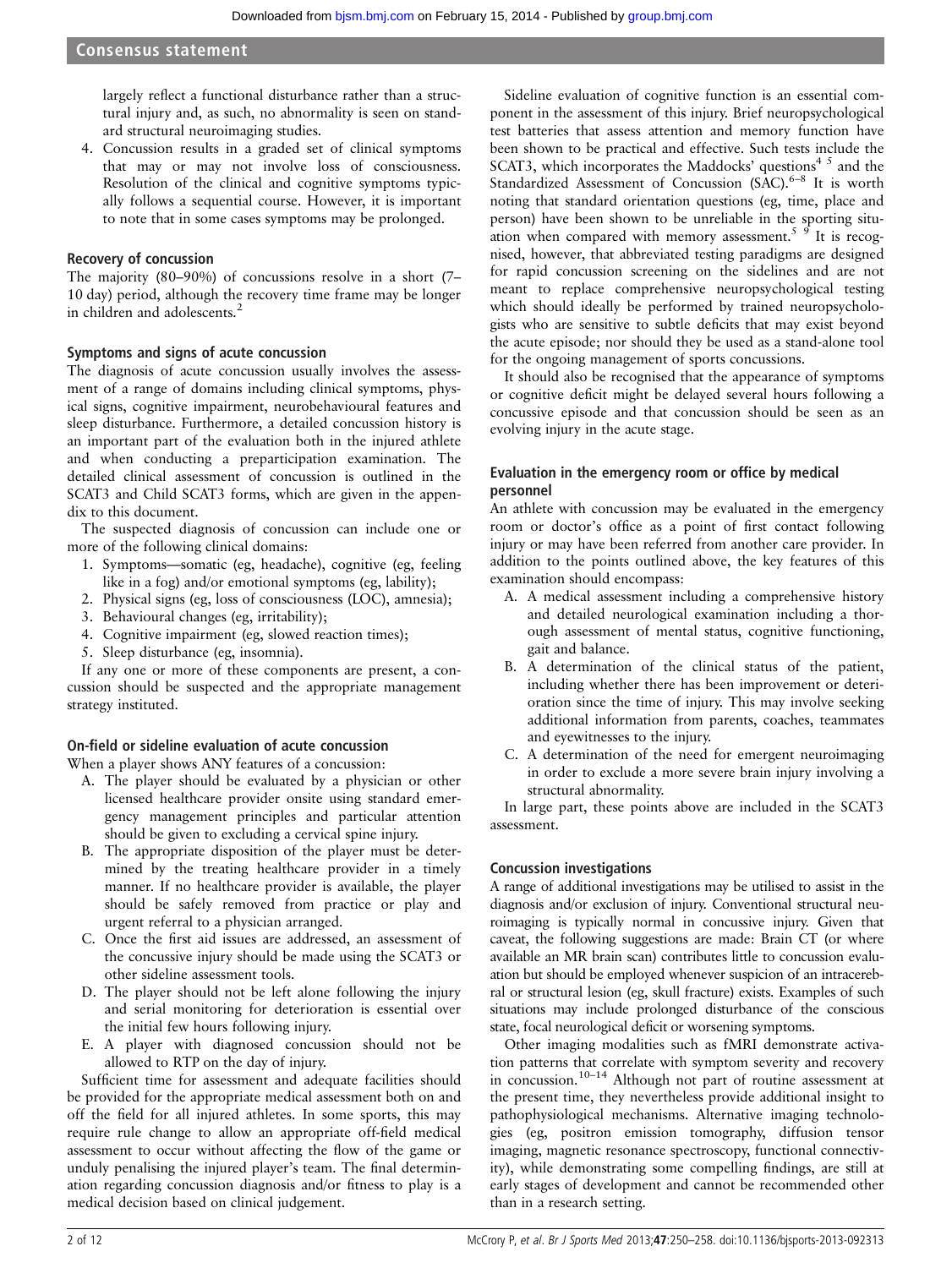largely reflect a functional disturbance rather than a structural injury and, as such, no abnormality is seen on standard structural neuroimaging studies.

4. Concussion results in a graded set of clinical symptoms that may or may not involve loss of consciousness. Resolution of the clinical and cognitive symptoms typically follows a sequential course. However, it is important to note that in some cases symptoms may be prolonged.

### Recovery of concussion

The majority (80–90%) of concussions resolve in a short (7–10 day) period, although the recovery time frame may be longer in children and adolescents.[2]

### Symptoms and signs of acute concussion

The diagnosis of acute concussion usually involves the assessment of a range of domains including clinical symptoms, physical signs, cognitive impairment, neurobehavioural features and sleep disturbance. Furthermore, a detailed concussion history is an important part of the evaluation both in the injured athlete and when conducting a preparticipation examination. The detailed clinical assessment of concussion is outlined in the SCAT3 and Child SCAT3 forms, which are given in the appendix to this document.

The suspected diagnosis of concussion can include one or more of the following clinical domains:

1. Symptoms—somatic (eg, headache), cognitive (eg, feeling like in a fog) and/or emotional symptoms (eg, lability);
2. Physical signs (eg, loss of consciousness (LOC), amnesia);
3. Behavioural changes (eg, irritability);
4. Cognitive impairment (eg, slowed reaction times);
5. Sleep disturbance (eg, insomnia).

If any one or more of these components are present, a concussion should be suspected and the appropriate management strategy instituted.

### On-field or sideline evaluation of acute concussion

When a player shows ANY features of a concussion:

A. The player should be evaluated by a physician or other licensed healthcare provider onsite using standard emergency management principles and particular attention should be given to excluding a cervical spine injury.
B. The appropriate disposition of the player must be determined by the treating healthcare provider in a timely manner. If no healthcare provider is available, the player should be safely removed from practice or play and urgent referral to a physician arranged.
C. Once the first aid issues are addressed, an assessment of the concussive injury should be made using the SCAT3 or other sideline assessment tools.
D. The player should not be left alone following the injury and serial monitoring for deterioration is essential over the initial few hours following injury.
E. A player with diagnosed concussion should not be allowed to RTP on the day of injury.

Sufficient time for assessment and adequate facilities should be provided for the appropriate medical assessment both on and off the field for all injured athletes. In some sports, this may require rule change to allow an appropriate off-field medical assessment to occur without affecting the flow of the game or unduly penalising the injured player's team. The final determination regarding concussion diagnosis and/or fitness to play is a medical decision based on clinical judgement.

Sideline evaluation of cognitive function is an essential component in the assessment of this injury. Brief neuropsychological test batteries that assess attention and memory function have been shown to be practical and effective. Such tests include the SCAT3, which incorporates the Maddocks' questions[4,5] and the Standardized Assessment of Concussion (SAC).[6–8] It is worth noting that standard orientation questions (eg, time, place and person) have been shown to be unreliable in the sporting situation when compared with memory assessment.[5,9] It is recognised, however, that abbreviated testing paradigms are designed for rapid concussion screening on the sidelines and are not meant to replace comprehensive neuropsychological testing which should ideally be performed by trained neuropsychologists who are sensitive to subtle deficits that may exist beyond the acute episode; nor should they be used as a stand-alone tool for the ongoing management of sports concussions.

It should also be recognised that the appearance of symptoms or cognitive deficit might be delayed several hours following a concussive episode and that concussion should be seen as an evolving injury in the acute stage.

### Evaluation in the emergency room or office by medical personnel

An athlete with concussion may be evaluated in the emergency room or doctor's office as a point of first contact following injury or may have been referred from another care provider. In addition to the points outlined above, the key features of this examination should encompass:

A. A medical assessment including a comprehensive history and detailed neurological examination including a thorough assessment of mental status, cognitive functioning, gait and balance.
B. A determination of the clinical status of the patient, including whether there has been improvement or deterioration since the time of injury. This may involve seeking additional information from parents, coaches, teammates and eyewitnesses to the injury.
C. A determination of the need for emergent neuroimaging in order to exclude a more severe brain injury involving a structural abnormality.

In large part, these points above are included in the SCAT3 assessment.

### Concussion investigations

A range of additional investigations may be utilised to assist in the diagnosis and/or exclusion of injury. Conventional structural neuroimaging is typically normal in concussive injury. Given that caveat, the following suggestions are made: Brain CT (or where available an MR brain scan) contributes little to concussion evaluation but should be employed whenever suspicion of an intracerebral or structural lesion (eg, skull fracture) exists. Examples of such situations may include prolonged disturbance of the conscious state, focal neurological deficit or worsening symptoms.

Other imaging modalities such as fMRI demonstrate activation patterns that correlate with symptom severity and recovery in concussion.[10–14] Although not part of routine assessment at the present time, they nevertheless provide additional insight to pathophysiological mechanisms. Alternative imaging technologies (eg, positron emission tomography, diffusion tensor imaging, magnetic resonance spectroscopy, functional connectivity), while demonstrating some compelling findings, are still at early stages of development and cannot be recommended other than in a research setting.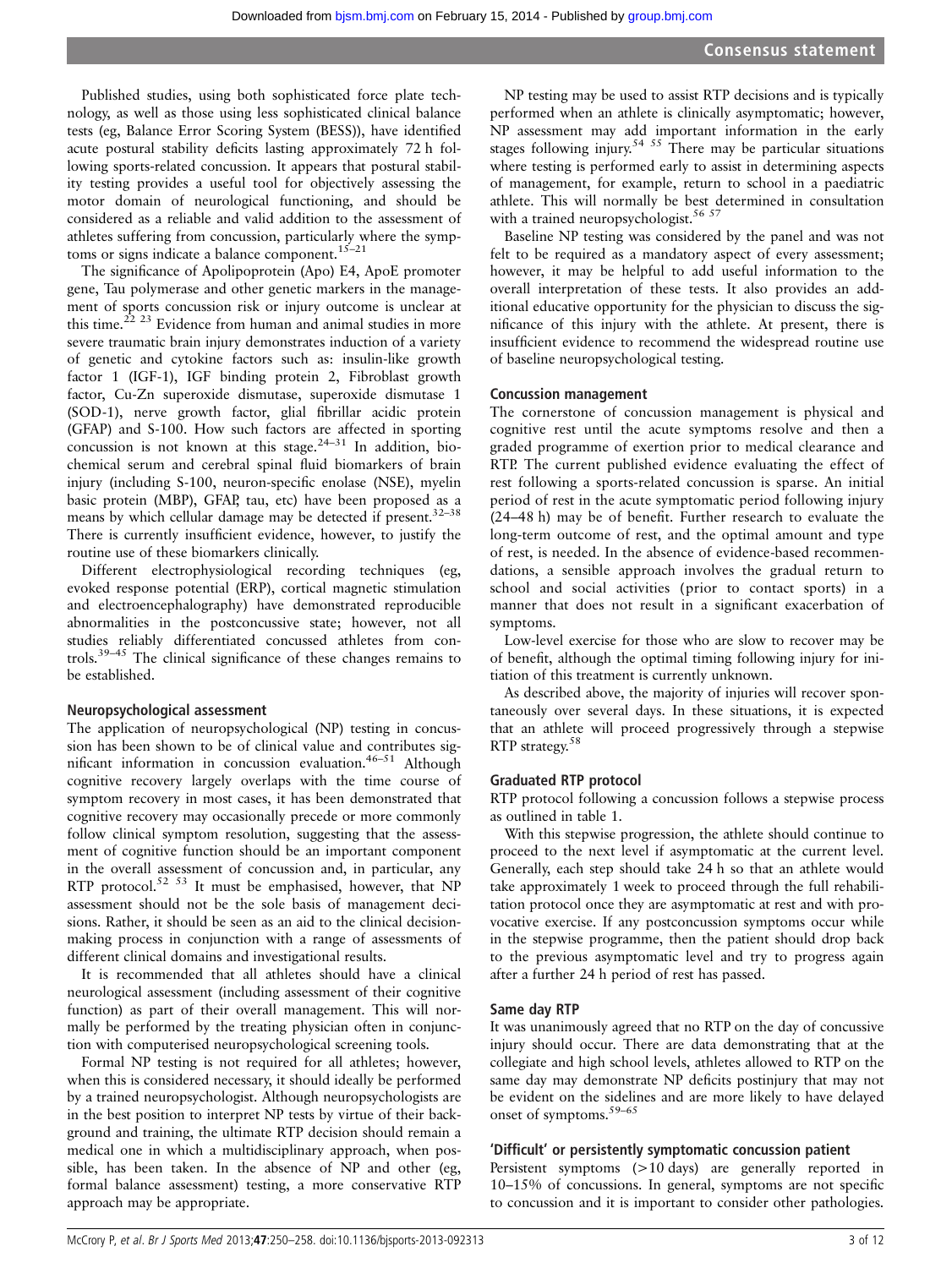Published studies, using both sophisticated force plate technology, as well as those using less sophisticated clinical balance tests (eg, Balance Error Scoring System (BESS)), have identified acute postural stability deficits lasting approximately 72 h following sports-related concussion. It appears that postural stability testing provides a useful tool for objectively assessing the motor domain of neurological functioning, and should be considered as a reliable and valid addition to the assessment of athletes suffering from concussion, particularly where the symptoms or signs indicate a balance component.[15–21]

The significance of Apolipoprotein (Apo) E4, ApoE promoter gene, Tau polymerase and other genetic markers in the management of sports concussion risk or injury outcome is unclear at this time.[22 23] Evidence from human and animal studies in more severe traumatic brain injury demonstrates induction of a variety of genetic and cytokine factors such as: insulin-like growth factor 1 (IGF-1), IGF binding protein 2, Fibroblast growth factor, Cu-Zn superoxide dismutase, superoxide dismutase 1 (SOD-1), nerve growth factor, glial fibrillar acidic protein (GFAP) and S-100. How such factors are affected in sporting concussion is not known at this stage.[24–31] In addition, biochemical serum and cerebral spinal fluid biomarkers of brain injury (including S-100, neuron-specific enolase (NSE), myelin basic protein (MBP), GFAP, tau, etc) have been proposed as a means by which cellular damage may be detected if present.[32–38] There is currently insufficient evidence, however, to justify the routine use of these biomarkers clinically.

Different electrophysiological recording techniques (eg, evoked response potential (ERP), cortical magnetic stimulation and electroencephalography) have demonstrated reproducible abnormalities in the postconcussive state; however, not all studies reliably differentiated concussed athletes from controls.[39–45] The clinical significance of these changes remains to be established.

### Neuropsychological assessment

The application of neuropsychological (NP) testing in concussion has been shown to be of clinical value and contributes significant information in concussion evaluation.[46–51] Although cognitive recovery largely overlaps with the time course of symptom recovery in most cases, it has been demonstrated that cognitive recovery may occasionally precede or more commonly follow clinical symptom resolution, suggesting that the assessment of cognitive function should be an important component in the overall assessment of concussion and, in particular, any RTP protocol.[52 53] It must be emphasised, however, that NP assessment should not be the sole basis of management decisions. Rather, it should be seen as an aid to the clinical decision-making process in conjunction with a range of assessments of different clinical domains and investigational results.

It is recommended that all athletes should have a clinical neurological assessment (including assessment of their cognitive function) as part of their overall management. This will normally be performed by the treating physician often in conjunction with computerised neuropsychological screening tools.

Formal NP testing is not required for all athletes; however, when this is considered necessary, it should ideally be performed by a trained neuropsychologist. Although neuropsychologists are in the best position to interpret NP tests by virtue of their background and training, the ultimate RTP decision should remain a medical one in which a multidisciplinary approach, when possible, has been taken. In the absence of NP and other (eg, formal balance assessment) testing, a more conservative RTP approach may be appropriate.

NP testing may be used to assist RTP decisions and is typically performed when an athlete is clinically asymptomatic; however, NP assessment may add important information in the early stages following injury.[54 55] There may be particular situations where testing is performed early to assist in determining aspects of management, for example, return to school in a paediatric athlete. This will normally be best determined in consultation with a trained neuropsychologist.[56 57]

Baseline NP testing was considered by the panel and was not felt to be required as a mandatory aspect of every assessment; however, it may be helpful to add useful information to the overall interpretation of these tests. It also provides an additional educative opportunity for the physician to discuss the significance of this injury with the athlete. At present, there is insufficient evidence to recommend the widespread routine use of baseline neuropsychological testing.

### Concussion management

The cornerstone of concussion management is physical and cognitive rest until the acute symptoms resolve and then a graded programme of exertion prior to medical clearance and RTP. The current published evidence evaluating the effect of rest following a sports-related concussion is sparse. An initial period of rest in the acute symptomatic period following injury (24–48 h) may be of benefit. Further research to evaluate the long-term outcome of rest, and the optimal amount and type of rest, is needed. In the absence of evidence-based recommendations, a sensible approach involves the gradual return to school and social activities (prior to contact sports) in a manner that does not result in a significant exacerbation of symptoms.

Low-level exercise for those who are slow to recover may be of benefit, although the optimal timing following injury for initiation of this treatment is currently unknown.

As described above, the majority of injuries will recover spontaneously over several days. In these situations, it is expected that an athlete will proceed progressively through a stepwise RTP strategy.[58]

### Graduated RTP protocol

RTP protocol following a concussion follows a stepwise process as outlined in table 1.

With this stepwise progression, the athlete should continue to proceed to the next level if asymptomatic at the current level. Generally, each step should take 24 h so that an athlete would take approximately 1 week to proceed through the full rehabilitation protocol once they are asymptomatic at rest and with provocative exercise. If any postconcussion symptoms occur while in the stepwise programme, then the patient should drop back to the previous asymptomatic level and try to progress again after a further 24 h period of rest has passed.

### Same day RTP

It was unanimously agreed that no RTP on the day of concussive injury should occur. There are data demonstrating that at the collegiate and high school levels, athletes allowed to RTP on the same day may demonstrate NP deficits postinjury that may not be evident on the sidelines and are more likely to have delayed onset of symptoms.[59–65]

### 'Difficult' or persistently symptomatic concussion patient

Persistent symptoms (>10 days) are generally reported in 10–15% of concussions. In general, symptoms are not specific to concussion and it is important to consider other pathologies.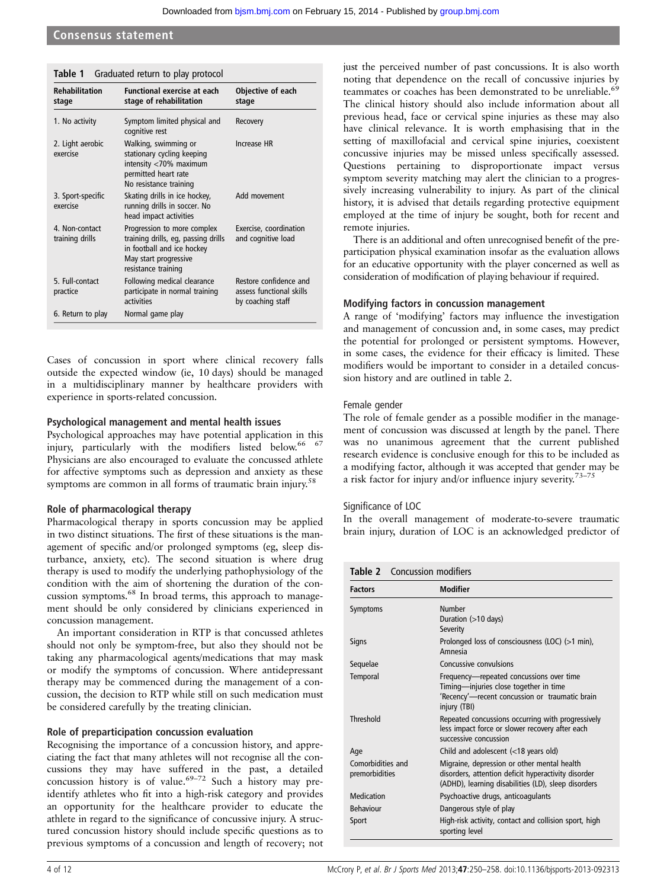## Consensus statement

**Table 1** Graduated return to play protocol

| Rehabilitation stage | Functional exercise at each stage of rehabilitation | Objective of each stage |
|---|---|---|
| 1. No activity | Symptom limited physical and cognitive rest | Recovery |
| 2. Light aerobic exercise | Walking, swimming or stationary cycling keeping intensity <70% maximum permitted heart rate No resistance training | Increase HR |
| 3. Sport-specific exercise | Skating drills in ice hockey, running drills in soccer. No head impact activities | Add movement |
| 4. Non-contact training drills | Progression to more complex training drills, eg, passing drills in football and ice hockey May start progressive resistance training | Exercise, coordination and cognitive load |
| 5. Full-contact practice | Following medical clearance participate in normal training activities | Restore confidence and assess functional skills by coaching staff |
| 6. Return to play | Normal game play | |

Cases of concussion in sport where clinical recovery falls outside the expected window (ie, 10 days) should be managed in a multidisciplinary manner by healthcare providers with experience in sports-related concussion.

### Psychological management and mental health issues

Psychological approaches may have potential application in this injury, particularly with the modifiers listed below.[66 67] Physicians are also encouraged to evaluate the concussed athlete for affective symptoms such as depression and anxiety as these symptoms are common in all forms of traumatic brain injury.[58]

### Role of pharmacological therapy

Pharmacological therapy in sports concussion may be applied in two distinct situations. The first of these situations is the management of specific and/or prolonged symptoms (eg, sleep disturbance, anxiety, etc). The second situation is where drug therapy is used to modify the underlying pathophysiology of the condition with the aim of shortening the duration of the concussion symptoms.[68] In broad terms, this approach to management should be only considered by clinicians experienced in concussion management.

An important consideration in RTP is that concussed athletes should not only be symptom-free, but also they should not be taking any pharmacological agents/medications that may mask or modify the symptoms of concussion. Where antidepressant therapy may be commenced during the management of a concussion, the decision to RTP while still on such medication must be considered carefully by the treating clinician.

### Role of preparticipation concussion evaluation

Recognising the importance of a concussion history, and appreciating the fact that many athletes will not recognise all the concussions they may have suffered in the past, a detailed concussion history is of value.[69–72] Such a history may pre-identify athletes who fit into a high-risk category and provides an opportunity for the healthcare provider to educate the athlete in regard to the significance of concussive injury. A structured concussion history should include specific questions as to previous symptoms of a concussion and length of recovery; not just the perceived number of past concussions. It is also worth noting that dependence on the recall of concussive injuries by teammates or coaches has been demonstrated to be unreliable.[69] The clinical history should also include information about all previous head, face or cervical spine injuries as these may also have clinical relevance. It is worth emphasising that in the setting of maxillofacial and cervical spine injuries, coexistent concussive injuries may be missed unless specifically assessed. Questions pertaining to disproportionate impact versus symptom severity matching may alert the clinician to a progressively increasing vulnerability to injury. As part of the clinical history, it is advised that details regarding protective equipment employed at the time of injury be sought, both for recent and remote injuries.

There is an additional and often unrecognised benefit of the preparticipation physical examination insofar as the evaluation allows for an educative opportunity with the player concerned as well as consideration of modification of playing behaviour if required.

### Modifying factors in concussion management

A range of 'modifying' factors may influence the investigation and management of concussion and, in some cases, may predict the potential for prolonged or persistent symptoms. However, in some cases, the evidence for their efficacy is limited. These modifiers would be important to consider in a detailed concussion history and are outlined in table 2.

#### Female gender

The role of female gender as a possible modifier in the management of concussion was discussed at length by the panel. There was no unanimous agreement that the current published research evidence is conclusive enough for this to be included as a modifying factor, although it was accepted that gender may be a risk factor for injury and/or influence injury severity.[73–75]

#### Significance of LOC

In the overall management of moderate-to-severe traumatic brain injury, duration of LOC is an acknowledged predictor of

**Table 2** Concussion modifiers

| Factors | Modifier |
|---|---|
| Symptoms | Number<br>Duration (>10 days)<br>Severity |
| Signs | Prolonged loss of consciousness (LOC) (>1 min), Amnesia |
| Sequelae | Concussive convulsions |
| Temporal | Frequency—repeated concussions over time<br>Timing—injuries close together in time<br>'Recency'—recent concussion or traumatic brain injury (TBI) |
| Threshold | Repeated concussions occurring with progressively less impact force or slower recovery after each successive concussion |
| Age | Child and adolescent (<18 years old) |
| Comorbidities and premorbidities | Migraine, depression or other mental health disorders, attention deficit hyperactivity disorder (ADHD), learning disabilities (LD), sleep disorders |
| Medication | Psychoactive drugs, anticoagulants |
| Behaviour | Dangerous style of play |
| Sport | High-risk activity, contact and collision sport, high sporting level |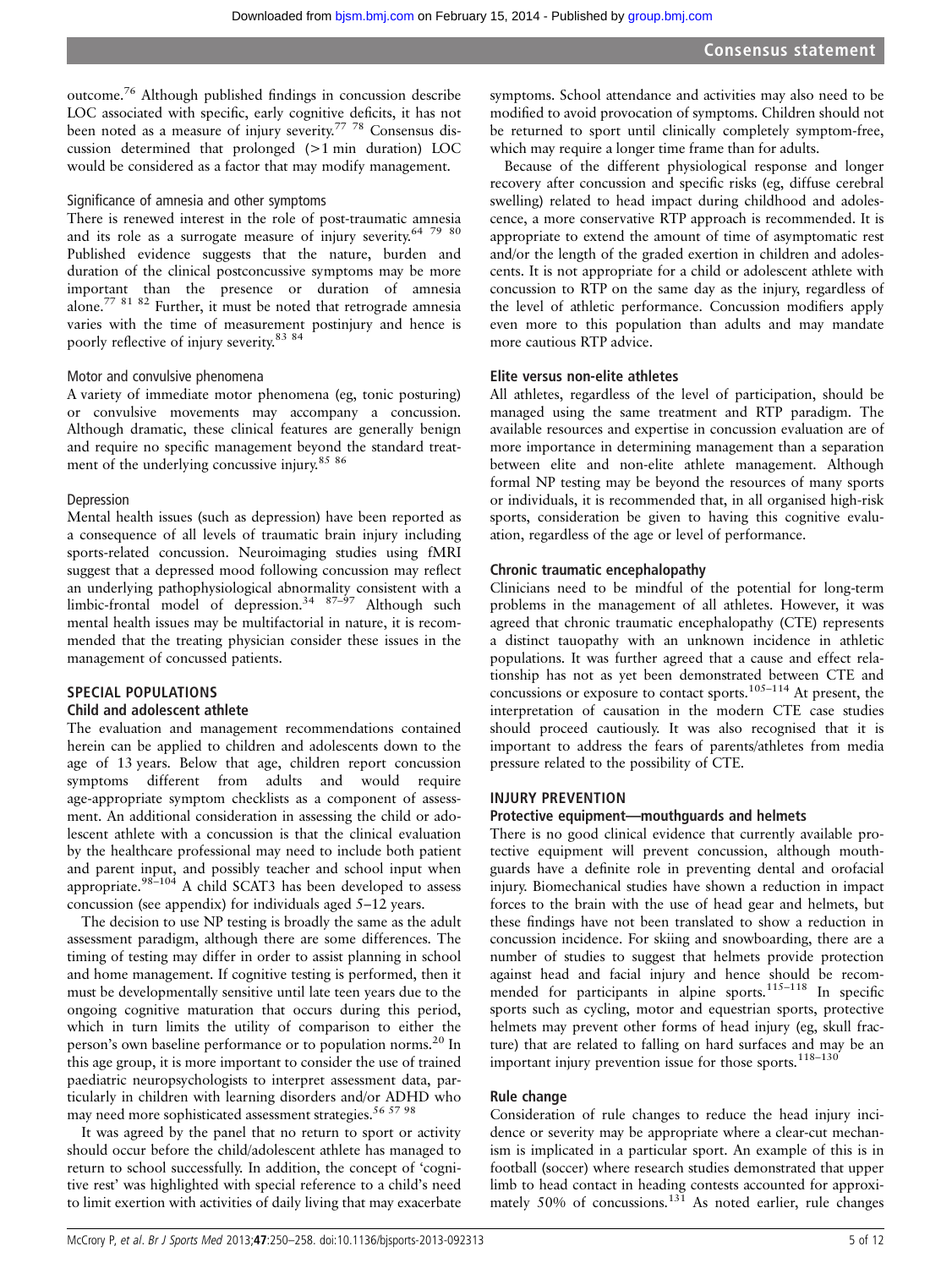outcome.[76] Although published findings in concussion describe LOC associated with specific, early cognitive deficits, it has not been noted as a measure of injury severity.[77 78] Consensus discussion determined that prolonged (>1 min duration) LOC would be considered as a factor that may modify management.

#### Significance of amnesia and other symptoms

There is renewed interest in the role of post-traumatic amnesia and its role as a surrogate measure of injury severity.[64 79 80] Published evidence suggests that the nature, burden and duration of the clinical postconcussive symptoms may be more important than the presence or duration of amnesia alone.[77 81 82] Further, it must be noted that retrograde amnesia varies with the time of measurement postinjury and hence is poorly reflective of injury severity.[83 84]

#### Motor and convulsive phenomena

A variety of immediate motor phenomena (eg, tonic posturing) or convulsive movements may accompany a concussion. Although dramatic, these clinical features are generally benign and require no specific management beyond the standard treatment of the underlying concussive injury.[85 86]

#### Depression

Mental health issues (such as depression) have been reported as a consequence of all levels of traumatic brain injury including sports-related concussion. Neuroimaging studies using fMRI suggest that a depressed mood following concussion may reflect an underlying pathophysiological abnormality consistent with a limbic-frontal model of depression.[34 87–97] Although such mental health issues may be multifactorial in nature, it is recommended that the treating physician consider these issues in the management of concussed patients.

## SPECIAL POPULATIONS

### Child and adolescent athlete

The evaluation and management recommendations contained herein can be applied to children and adolescents down to the age of 13 years. Below that age, children report concussion symptoms different from adults and would require age-appropriate symptom checklists as a component of assessment. An additional consideration in assessing the child or adolescent athlete with a concussion is that the clinical evaluation by the healthcare professional may need to include both patient and parent input, and possibly teacher and school input when appropriate.[98–104] A child SCAT3 has been developed to assess concussion (see appendix) for individuals aged 5–12 years.

The decision to use NP testing is broadly the same as the adult assessment paradigm, although there are some differences. The timing of testing may differ in order to assist planning in school and home management. If cognitive testing is performed, then it must be developmentally sensitive until late teen years due to the ongoing cognitive maturation that occurs during this period, which in turn limits the utility of comparison to either the person's own baseline performance or to population norms.[20] In this age group, it is more important to consider the use of trained paediatric neuropsychologists to interpret assessment data, particularly in children with learning disorders and/or ADHD who may need more sophisticated assessment strategies.[56 57 98]

It was agreed by the panel that no return to sport or activity should occur before the child/adolescent athlete has managed to return to school successfully. In addition, the concept of 'cognitive rest' was highlighted with special reference to a child's need to limit exertion with activities of daily living that may exacerbate symptoms. School attendance and activities may also need to be modified to avoid provocation of symptoms. Children should not be returned to sport until clinically completely symptom-free, which may require a longer time frame than for adults.

Because of the different physiological response and longer recovery after concussion and specific risks (eg, diffuse cerebral swelling) related to head impact during childhood and adolescence, a more conservative RTP approach is recommended. It is appropriate to extend the amount of time of asymptomatic rest and/or the length of the graded exertion in children and adolescents. It is not appropriate for a child or adolescent athlete with concussion to RTP on the same day as the injury, regardless of the level of athletic performance. Concussion modifiers apply even more to this population than adults and may mandate more cautious RTP advice.

### Elite versus non-elite athletes

All athletes, regardless of the level of participation, should be managed using the same treatment and RTP paradigm. The available resources and expertise in concussion evaluation are of more importance in determining management than a separation between elite and non-elite athlete management. Although formal NP testing may be beyond the resources of many sports or individuals, it is recommended that, in all organised high-risk sports, consideration be given to having this cognitive evaluation, regardless of the age or level of performance.

### Chronic traumatic encephalopathy

Clinicians need to be mindful of the potential for long-term problems in the management of all athletes. However, it was agreed that chronic traumatic encephalopathy (CTE) represents a distinct tauopathy with an unknown incidence in athletic populations. It was further agreed that a cause and effect relationship has not as yet been demonstrated between CTE and concussions or exposure to contact sports.[105–114] At present, the interpretation of causation in the modern CTE case studies should proceed cautiously. It was also recognised that it is important to address the fears of parents/athletes from media pressure related to the possibility of CTE.

## INJURY PREVENTION

### Protective equipment—mouthguards and helmets

There is no good clinical evidence that currently available protective equipment will prevent concussion, although mouthguards have a definite role in preventing dental and orofacial injury. Biomechanical studies have shown a reduction in impact forces to the brain with the use of head gear and helmets, but these findings have not been translated to show a reduction in concussion incidence. For skiing and snowboarding, there are a number of studies to suggest that helmets provide protection against head and facial injury and hence should be recommended for participants in alpine sports.[115–118] In specific sports such as cycling, motor and equestrian sports, protective helmets may prevent other forms of head injury (eg, skull fracture) that are related to falling on hard surfaces and may be an important injury prevention issue for those sports.[118–130]

### Rule change

Consideration of rule changes to reduce the head injury incidence or severity may be appropriate where a clear-cut mechanism is implicated in a particular sport. An example of this is in football (soccer) where research studies demonstrated that upper limb to head contact in heading contests accounted for approximately 50% of concussions.[131] As noted earlier, rule changes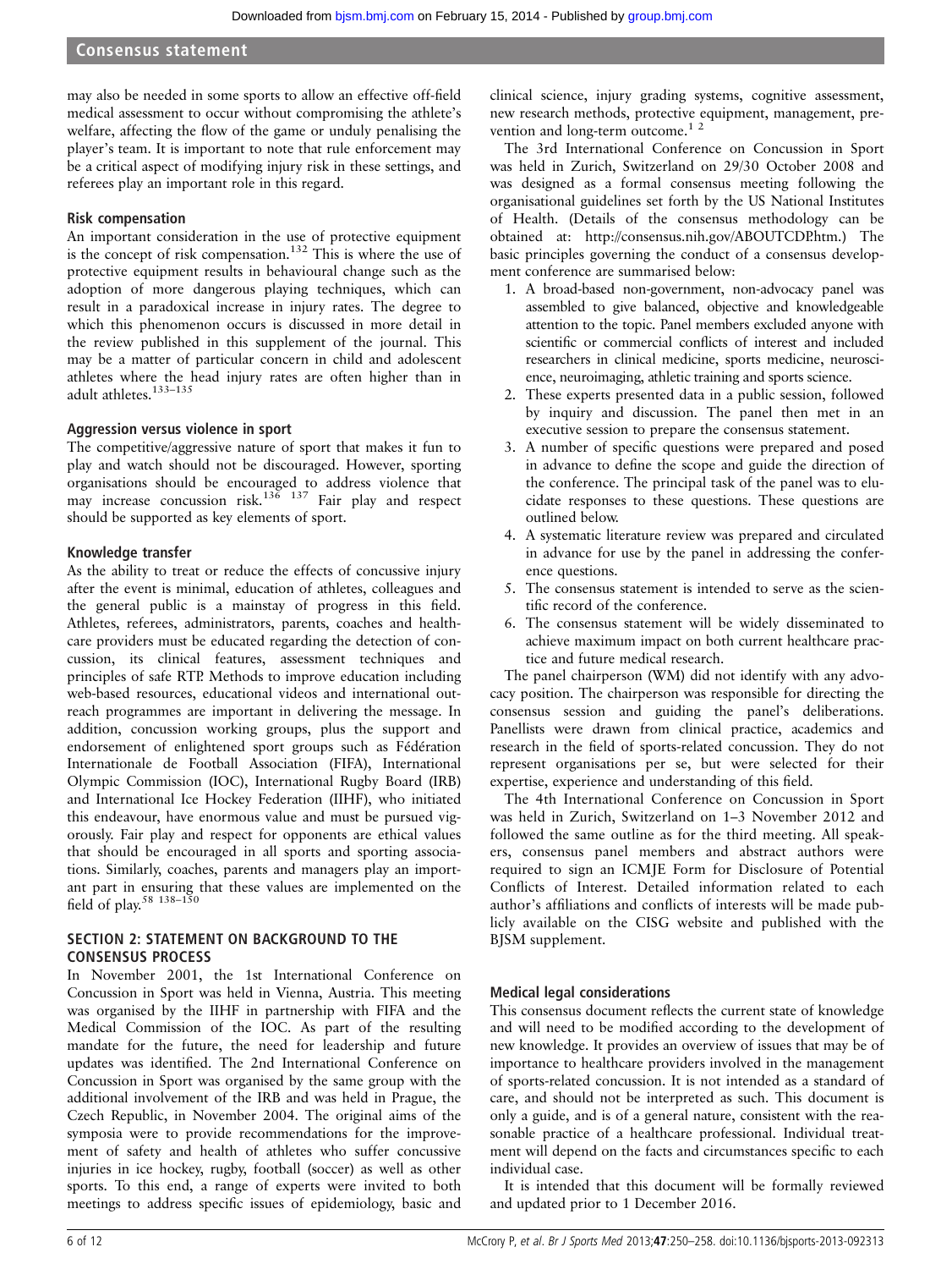may also be needed in some sports to allow an effective off-field medical assessment to occur without compromising the athlete's welfare, affecting the flow of the game or unduly penalising the player's team. It is important to note that rule enforcement may be a critical aspect of modifying injury risk in these settings, and referees play an important role in this regard.

### Risk compensation

An important consideration in the use of protective equipment is the concept of risk compensation.[132] This is where the use of protective equipment results in behavioural change such as the adoption of more dangerous playing techniques, which can result in a paradoxical increase in injury rates. The degree to which this phenomenon occurs is discussed in more detail in the review published in this supplement of the journal. This may be a matter of particular concern in child and adolescent athletes where the head injury rates are often higher than in adult athletes.[133–135]

### Aggression versus violence in sport

The competitive/aggressive nature of sport that makes it fun to play and watch should not be discouraged. However, sporting organisations should be encouraged to address violence that may increase concussion risk.[136 137] Fair play and respect should be supported as key elements of sport.

### Knowledge transfer

As the ability to treat or reduce the effects of concussive injury after the event is minimal, education of athletes, colleagues and the general public is a mainstay of progress in this field. Athletes, referees, administrators, parents, coaches and healthcare providers must be educated regarding the detection of concussion, its clinical features, assessment techniques and principles of safe RTP. Methods to improve education including web-based resources, educational videos and international outreach programmes are important in delivering the message. In addition, concussion working groups, plus the support and endorsement of enlightened sport groups such as Fédération Internationale de Football Association (FIFA), International Olympic Commission (IOC), International Rugby Board (IRB) and International Ice Hockey Federation (IIHF), who initiated this endeavour, have enormous value and must be pursued vigorously. Fair play and respect for opponents are ethical values that should be encouraged in all sports and sporting associations. Similarly, coaches, parents and managers play an important part in ensuring that these values are implemented on the field of play.[58 138–150]

## SECTION 2: STATEMENT ON BACKGROUND TO THE CONSENSUS PROCESS

In November 2001, the 1st International Conference on Concussion in Sport was held in Vienna, Austria. This meeting was organised by the IIHF in partnership with FIFA and the Medical Commission of the IOC. As part of the resulting mandate for the future, the need for leadership and future updates was identified. The 2nd International Conference on Concussion in Sport was organised by the same group with the additional involvement of the IRB and was held in Prague, the Czech Republic, in November 2004. The original aims of the symposia were to provide recommendations for the improvement of safety and health of athletes who suffer concussive injuries in ice hockey, rugby, football (soccer) as well as other sports. To this end, a range of experts were invited to both meetings to address specific issues of epidemiology, basic and clinical science, injury grading systems, cognitive assessment, new research methods, protective equipment, management, prevention and long-term outcome.[1 2]

The 3rd International Conference on Concussion in Sport was held in Zurich, Switzerland on 29/30 October 2008 and was designed as a formal consensus meeting following the organisational guidelines set forth by the US National Institutes of Health. (Details of the consensus methodology can be obtained at: http://consensus.nih.gov/ABOUTCDP.htm.) The basic principles governing the conduct of a consensus development conference are summarised below:

1. A broad-based non-government, non-advocacy panel was assembled to give balanced, objective and knowledgeable attention to the topic. Panel members excluded anyone with scientific or commercial conflicts of interest and included researchers in clinical medicine, sports medicine, neuroscience, neuroimaging, athletic training and sports science.
2. These experts presented data in a public session, followed by inquiry and discussion. The panel then met in an executive session to prepare the consensus statement.
3. A number of specific questions were prepared and posed in advance to define the scope and guide the direction of the conference. The principal task of the panel was to elucidate responses to these questions. These questions are outlined below.
4. A systematic literature review was prepared and circulated in advance for use by the panel in addressing the conference questions.
5. The consensus statement is intended to serve as the scientific record of the conference.
6. The consensus statement will be widely disseminated to achieve maximum impact on both current healthcare practice and future medical research.

The panel chairperson (WM) did not identify with any advocacy position. The chairperson was responsible for directing the consensus session and guiding the panel's deliberations. Panellists were drawn from clinical practice, academics and research in the field of sports-related concussion. They do not represent organisations per se, but were selected for their expertise, experience and understanding of this field.

The 4th International Conference on Concussion in Sport was held in Zurich, Switzerland on 1–3 November 2012 and followed the same outline as for the third meeting. All speakers, consensus panel members and abstract authors were required to sign an ICMJE Form for Disclosure of Potential Conflicts of Interest. Detailed information related to each author's affiliations and conflicts of interests will be made publicly available on the CISG website and published with the BJSM supplement.

### Medical legal considerations

This consensus document reflects the current state of knowledge and will need to be modified according to the development of new knowledge. It provides an overview of issues that may be of importance to healthcare providers involved in the management of sports-related concussion. It is not intended as a standard of care, and should not be interpreted as such. This document is only a guide, and is of a general nature, consistent with the reasonable practice of a healthcare professional. Individual treatment will depend on the facts and circumstances specific to each individual case.

It is intended that this document will be formally reviewed and updated prior to 1 December 2016.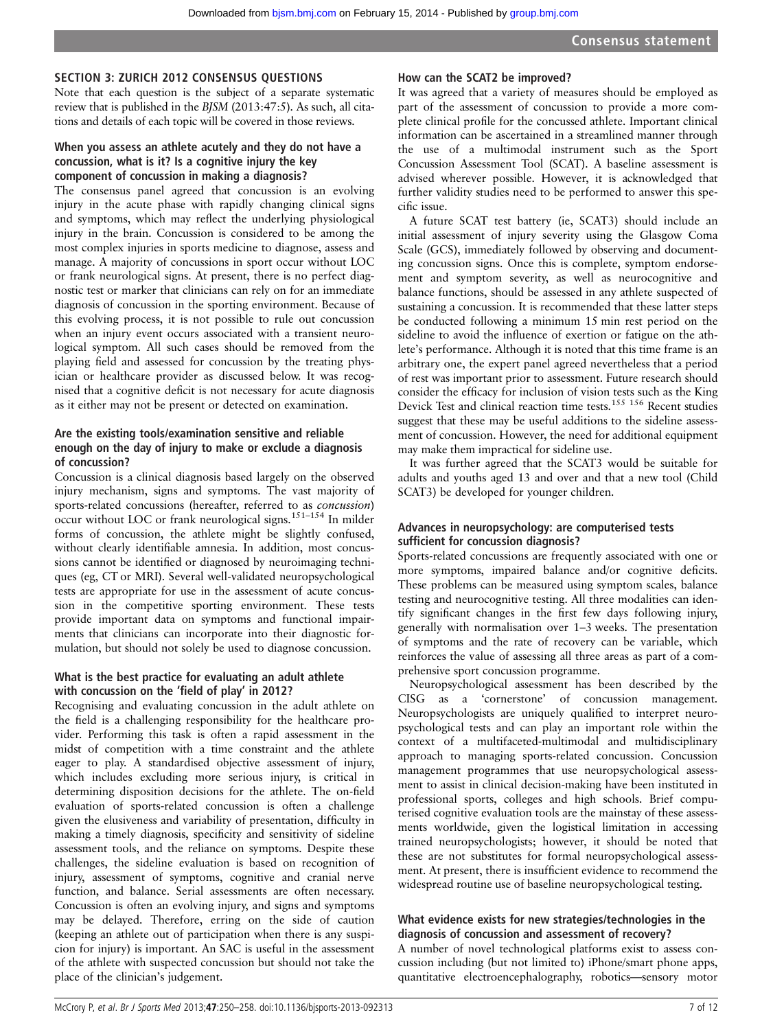## SECTION 3: ZURICH 2012 CONSENSUS QUESTIONS

Note that each question is the subject of a separate systematic review that is published in the *BJSM* (2013:47:5). As such, all citations and details of each topic will be covered in those reviews.

### When you assess an athlete acutely and they do not have a concussion, what is it? Is a cognitive injury the key component of concussion in making a diagnosis?

The consensus panel agreed that concussion is an evolving injury in the acute phase with rapidly changing clinical signs and symptoms, which may reflect the underlying physiological injury in the brain. Concussion is considered to be among the most complex injuries in sports medicine to diagnose, assess and manage. A majority of concussions in sport occur without LOC or frank neurological signs. At present, there is no perfect diagnostic test or marker that clinicians can rely on for an immediate diagnosis of concussion in the sporting environment. Because of this evolving process, it is not possible to rule out concussion when an injury event occurs associated with a transient neurological symptom. All such cases should be removed from the playing field and assessed for concussion by the treating physician or healthcare provider as discussed below. It was recognised that a cognitive deficit is not necessary for acute diagnosis as it either may not be present or detected on examination.

### Are the existing tools/examination sensitive and reliable enough on the day of injury to make or exclude a diagnosis of concussion?

Concussion is a clinical diagnosis based largely on the observed injury mechanism, signs and symptoms. The vast majority of sports-related concussions (hereafter, referred to as *concussion*) occur without LOC or frank neurological signs.[151–154] In milder forms of concussion, the athlete might be slightly confused, without clearly identifiable amnesia. In addition, most concussions cannot be identified or diagnosed by neuroimaging techniques (eg, CT or MRI). Several well-validated neuropsychological tests are appropriate for use in the assessment of acute concussion in the competitive sporting environment. These tests provide important data on symptoms and functional impairments that clinicians can incorporate into their diagnostic formulation, but should not solely be used to diagnose concussion.

### What is the best practice for evaluating an adult athlete with concussion on the 'field of play' in 2012?

Recognising and evaluating concussion in the adult athlete on the field is a challenging responsibility for the healthcare provider. Performing this task is often a rapid assessment in the midst of competition with a time constraint and the athlete eager to play. A standardised objective assessment of injury, which includes excluding more serious injury, is critical in determining disposition decisions for the athlete. The on-field evaluation of sports-related concussion is often a challenge given the elusiveness and variability of presentation, difficulty in making a timely diagnosis, specificity and sensitivity of sideline assessment tools, and the reliance on symptoms. Despite these challenges, the sideline evaluation is based on recognition of injury, assessment of symptoms, cognitive and cranial nerve function, and balance. Serial assessments are often necessary. Concussion is often an evolving injury, and signs and symptoms may be delayed. Therefore, erring on the side of caution (keeping an athlete out of participation when there is any suspicion for injury) is important. An SAC is useful in the assessment of the athlete with suspected concussion but should not take the place of the clinician's judgement.

### How can the SCAT2 be improved?

It was agreed that a variety of measures should be employed as part of the assessment of concussion to provide a more complete clinical profile for the concussed athlete. Important clinical information can be ascertained in a streamlined manner through the use of a multimodal instrument such as the Sport Concussion Assessment Tool (SCAT). A baseline assessment is advised wherever possible. However, it is acknowledged that further validity studies need to be performed to answer this specific issue.

A future SCAT test battery (ie, SCAT3) should include an initial assessment of injury severity using the Glasgow Coma Scale (GCS), immediately followed by observing and documenting concussion signs. Once this is complete, symptom endorsement and symptom severity, as well as neurocognitive and balance functions, should be assessed in any athlete suspected of sustaining a concussion. It is recommended that these latter steps be conducted following a minimum 15 min rest period on the sideline to avoid the influence of exertion or fatigue on the athlete's performance. Although it is noted that this time frame is an arbitrary one, the expert panel agreed nevertheless that a period of rest was important prior to assessment. Future research should consider the efficacy for inclusion of vision tests such as the King Devick Test and clinical reaction time tests.[155 156] Recent studies suggest that these may be useful additions to the sideline assessment of concussion. However, the need for additional equipment may make them impractical for sideline use.

It was further agreed that the SCAT3 would be suitable for adults and youths aged 13 and over and that a new tool (Child SCAT3) be developed for younger children.

### Advances in neuropsychology: are computerised tests sufficient for concussion diagnosis?

Sports-related concussions are frequently associated with one or more symptoms, impaired balance and/or cognitive deficits. These problems can be measured using symptom scales, balance testing and neurocognitive testing. All three modalities can identify significant changes in the first few days following injury, generally with normalisation over 1–3 weeks. The presentation of symptoms and the rate of recovery can be variable, which reinforces the value of assessing all three areas as part of a comprehensive sport concussion programme.

Neuropsychological assessment has been described by the CISG as a 'cornerstone' of concussion management. Neuropsychologists are uniquely qualified to interpret neuropsychological tests and can play an important role within the context of a multifaceted-multimodal and multidisciplinary approach to managing sports-related concussion. Concussion management programmes that use neuropsychological assessment to assist in clinical decision-making have been instituted in professional sports, colleges and high schools. Brief computerised cognitive evaluation tools are the mainstay of these assessments worldwide, given the logistical limitation in accessing trained neuropsychologists; however, it should be noted that these are not substitutes for formal neuropsychological assessment. At present, there is insufficient evidence to recommend the widespread routine use of baseline neuropsychological testing.

### What evidence exists for new strategies/technologies in the diagnosis of concussion and assessment of recovery?

A number of novel technological platforms exist to assess concussion including (but not limited to) iPhone/smart phone apps, quantitative electroencephalography, robotics—sensory motor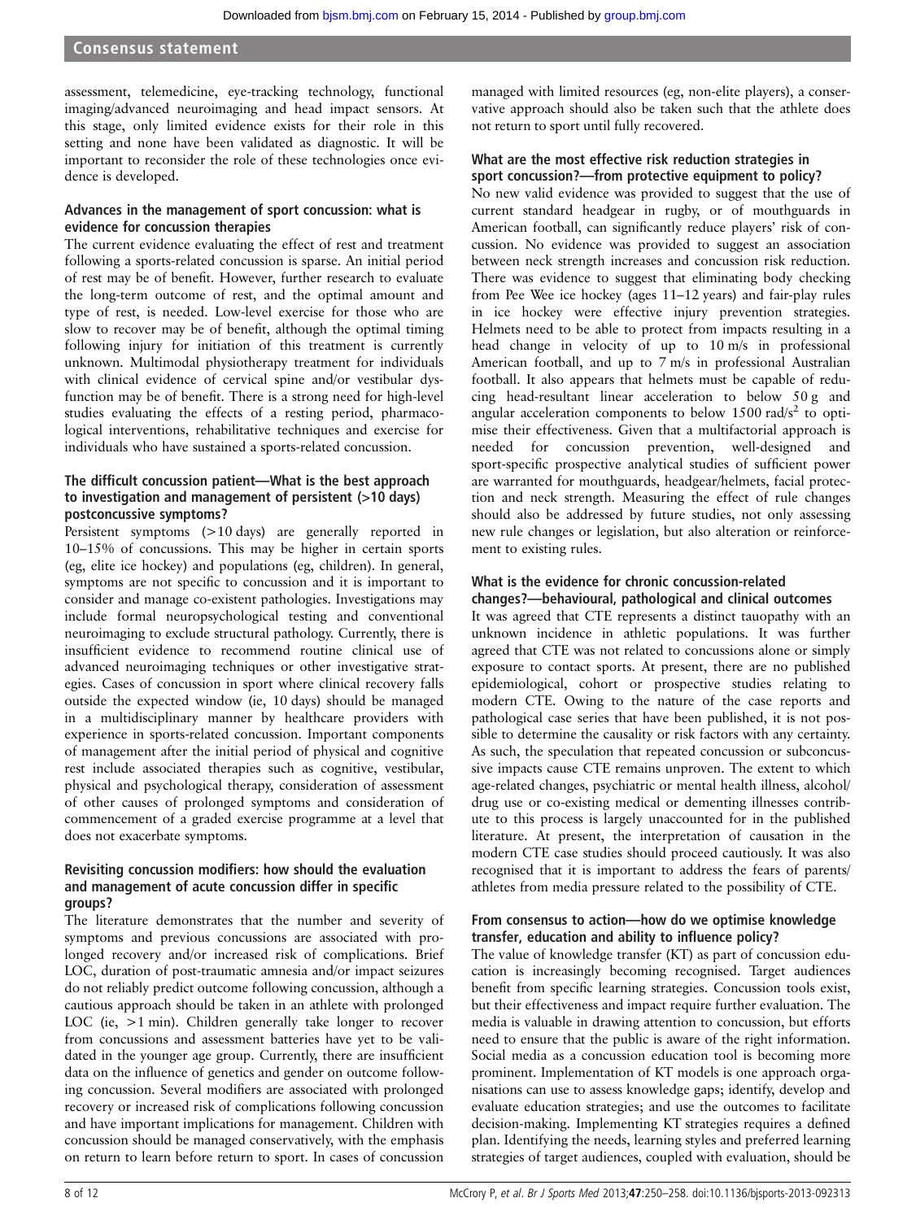assessment, telemedicine, eye-tracking technology, functional imaging/advanced neuroimaging and head impact sensors. At this stage, only limited evidence exists for their role in this setting and none have been validated as diagnostic. It will be important to reconsider the role of these technologies once evidence is developed.

### Advances in the management of sport concussion: what is evidence for concussion therapies

The current evidence evaluating the effect of rest and treatment following a sports-related concussion is sparse. An initial period of rest may be of benefit. However, further research to evaluate the long-term outcome of rest, and the optimal amount and type of rest, is needed. Low-level exercise for those who are slow to recover may be of benefit, although the optimal timing following injury for initiation of this treatment is currently unknown. Multimodal physiotherapy treatment for individuals with clinical evidence of cervical spine and/or vestibular dysfunction may be of benefit. There is a strong need for high-level studies evaluating the effects of a resting period, pharmacological interventions, rehabilitative techniques and exercise for individuals who have sustained a sports-related concussion.

### The difficult concussion patient—What is the best approach to investigation and management of persistent (>10 days) postconcussive symptoms?

Persistent symptoms (>10 days) are generally reported in 10–15% of concussions. This may be higher in certain sports (eg, elite ice hockey) and populations (eg, children). In general, symptoms are not specific to concussion and it is important to consider and manage co-existent pathologies. Investigations may include formal neuropsychological testing and conventional neuroimaging to exclude structural pathology. Currently, there is insufficient evidence to recommend routine clinical use of advanced neuroimaging techniques or other investigative strategies. Cases of concussion in sport where clinical recovery falls outside the expected window (ie, 10 days) should be managed in a multidisciplinary manner by healthcare providers with experience in sports-related concussion. Important components of management after the initial period of physical and cognitive rest include associated therapies such as cognitive, vestibular, physical and psychological therapy, consideration of assessment of other causes of prolonged symptoms and consideration of commencement of a graded exercise programme at a level that does not exacerbate symptoms.

### Revisiting concussion modifiers: how should the evaluation and management of acute concussion differ in specific groups?

The literature demonstrates that the number and severity of symptoms and previous concussions are associated with prolonged recovery and/or increased risk of complications. Brief LOC, duration of post-traumatic amnesia and/or impact seizures do not reliably predict outcome following concussion, although a cautious approach should be taken in an athlete with prolonged LOC (ie, >1 min). Children generally take longer to recover from concussions and assessment batteries have yet to be validated in the younger age group. Currently, there are insufficient data on the influence of genetics and gender on outcome following concussion. Several modifiers are associated with prolonged recovery or increased risk of complications following concussion and have important implications for management. Children with concussion should be managed conservatively, with the emphasis on return to learn before return to sport. In cases of concussion managed with limited resources (eg, non-elite players), a conservative approach should also be taken such that the athlete does not return to sport until fully recovered.

### What are the most effective risk reduction strategies in sport concussion?—from protective equipment to policy?

No new valid evidence was provided to suggest that the use of current standard headgear in rugby, or of mouthguards in American football, can significantly reduce players' risk of concussion. No evidence was provided to suggest an association between neck strength increases and concussion risk reduction. There was evidence to suggest that eliminating body checking from Pee Wee ice hockey (ages 11–12 years) and fair-play rules in ice hockey were effective injury prevention strategies. Helmets need to be able to protect from impacts resulting in a head change in velocity of up to 10 m/s in professional American football, and up to 7 m/s in professional Australian football. It also appears that helmets must be capable of reducing head-resultant linear acceleration to below 50 g and angular acceleration components to below 1500 rad/s$^2$ to optimise their effectiveness. Given that a multifactorial approach is needed for concussion prevention, well-designed and sport-specific prospective analytical studies of sufficient power are warranted for mouthguards, headgear/helmets, facial protection and neck strength. Measuring the effect of rule changes should also be addressed by future studies, not only assessing new rule changes or legislation, but also alteration or reinforcement to existing rules.

### What is the evidence for chronic concussion-related changes?—behavioural, pathological and clinical outcomes

It was agreed that CTE represents a distinct tauopathy with an unknown incidence in athletic populations. It was further agreed that CTE was not related to concussions alone or simply exposure to contact sports. At present, there are no published epidemiological, cohort or prospective studies relating to modern CTE. Owing to the nature of the case reports and pathological case series that have been published, it is not possible to determine the causality or risk factors with any certainty. As such, the speculation that repeated concussion or subconcussive impacts cause CTE remains unproven. The extent to which age-related changes, psychiatric or mental health illness, alcohol/drug use or co-existing medical or dementing illnesses contribute to this process is largely unaccounted for in the published literature. At present, the interpretation of causation in the modern CTE case studies should proceed cautiously. It was also recognised that it is important to address the fears of parents/athletes from media pressure related to the possibility of CTE.

### From consensus to action—how do we optimise knowledge transfer, education and ability to influence policy?

The value of knowledge transfer (KT) as part of concussion education is increasingly becoming recognised. Target audiences benefit from specific learning strategies. Concussion tools exist, but their effectiveness and impact require further evaluation. The media is valuable in drawing attention to concussion, but efforts need to ensure that the public is aware of the right information. Social media as a concussion education tool is becoming more prominent. Implementation of KT models is one approach organisations can use to assess knowledge gaps; identify, develop and evaluate education strategies; and use the outcomes to facilitate decision-making. Implementing KT strategies requires a defined plan. Identifying the needs, learning styles and preferred learning strategies of target audiences, coupled with evaluation, should be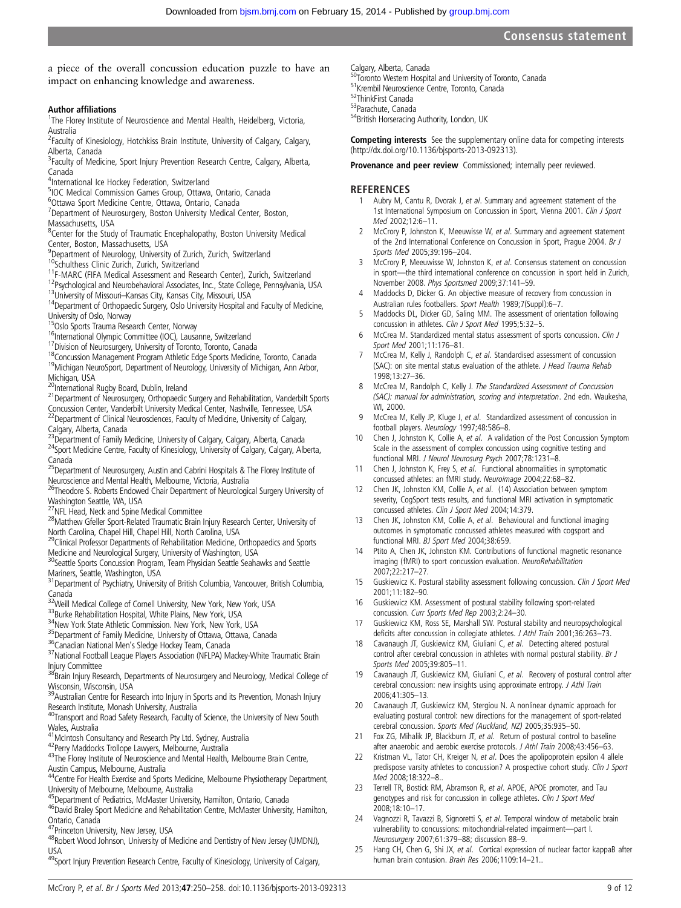a piece of the overall concussion education puzzle to have an impact on enhancing knowledge and awareness.

**Author affiliations**

[1]The Florey Institute of Neuroscience and Mental Health, Heidelberg, Victoria, Australia
[2]Faculty of Kinesiology, Hotchkiss Brain Institute, University of Calgary, Calgary, Alberta, Canada
[3]Faculty of Medicine, Sport Injury Prevention Research Centre, Calgary, Alberta, Canada
[4]International Ice Hockey Federation, Switzerland
[5]IOC Medical Commission Games Group, Ottawa, Ontario, Canada
[6]Ottawa Sport Medicine Centre, Ottawa, Ontario, Canada
[7]Department of Neurosurgery, Boston University Medical Center, Boston, Massachusetts, USA
[8]Center for the Study of Traumatic Encephalopathy, Boston University Medical Center, Boston, Massachusetts, USA
[9]Department of Neurology, University of Zurich, Zurich, Switzerland
[10]Schulthess Clinic Zurich, Zurich, Switzerland
[11]F-MARC (FIFA Medical Assessment and Research Center), Zurich, Switzerland
[12]Psychological and Neurobehavioral Associates, Inc., State College, Pennsylvania, USA
[13]University of Missouri–Kansas City, Kansas City, Missouri, USA
[14]Department of Orthopaedic Surgery, Oslo University Hospital and Faculty of Medicine, University of Oslo, Norway
[15]Oslo Sports Trauma Research Center, Norway
[16]International Olympic Committee (IOC), Lausanne, Switzerland
[17]Division of Neurosurgery, University of Toronto, Toronto, Canada
[18]Concussion Management Program Athletic Edge Sports Medicine, Toronto, Canada
[19]Michigan NeuroSport, Department of Neurology, University of Michigan, Ann Arbor, Michigan, USA
[20]International Rugby Board, Dublin, Ireland
[21]Department of Neurosurgery, Orthopaedic Surgery and Rehabilitation, Vanderbilt Sports Concussion Center, Vanderbilt University Medical Center, Nashville, Tennessee, USA
[22]Department of Clinical Neurosciences, Faculty of Medicine, University of Calgary, Calgary, Alberta, Canada
[23]Department of Family Medicine, University of Calgary, Calgary, Alberta, Canada
[24]Sport Medicine Centre, Faculty of Kinesiology, University of Calgary, Calgary, Alberta, Canada
[25]Department of Neurosurgery, Austin and Cabrini Hospitals & The Florey Institute of Neuroscience and Mental Health, Melbourne, Victoria, Australia
[26]Theodore S. Roberts Endowed Chair Department of Neurological Surgery University of Washington Seattle, WA, USA
[27]NFL Head, Neck and Spine Medical Committee
[28]Matthew Gfeller Sport-Related Traumatic Brain Injury Research Center, University of North Carolina, Chapel Hill, Chapel Hill, North Carolina, USA
[29]Clinical Professor Departments of Rehabilitation Medicine, Orthopaedics and Sports Medicine and Neurological Surgery, University of Washington, USA
[30]Seattle Sports Concussion Program, Team Physician Seattle Seahawks and Seattle Mariners, Seattle, Washington, USA
[31]Department of Psychiatry, University of British Columbia, Vancouver, British Columbia, Canada
[32]Weill Medical College of Cornell University, New York, New York, USA
[33]Burke Rehabilitation Hospital, White Plains, New York, USA
[34]New York State Athletic Commission. New York, New York, USA
[35]Department of Family Medicine, University of Ottawa, Ottawa, Canada
[36]Canadian National Men's Sledge Hockey Team, Canada
[37]National Football League Players Association (NFLPA) Mackey-White Traumatic Brain Injury Committee
[38]Brain Injury Research, Departments of Neurosurgery and Neurology, Medical College of Wisconsin, Wisconsin, USA
[39]Australian Centre for Research into Injury in Sports and its Prevention, Monash Injury Research Institute, Monash University, Australia
[40]Transport and Road Safety Research, Faculty of Science, the University of New South Wales, Australia
[41]McIntosh Consultancy and Research Pty Ltd. Sydney, Australia
[42]Perry Maddocks Trollope Lawyers, Melbourne, Australia
[43]The Florey Institute of Neuroscience and Mental Health, Melbourne Brain Centre, Austin Campus, Melbourne, Australia
[44]Centre For Health Exercise and Sports Medicine, Melbourne Physiotherapy Department, University of Melbourne, Melbourne, Australia
[45]Department of Pediatrics, McMaster University, Hamilton, Ontario, Canada
[46]David Braley Sport Medicine and Rehabilitation Centre, McMaster University, Hamilton, Ontario, Canada
[47]Princeton University, New Jersey, USA
[48]Robert Wood Johnson, University of Medicine and Dentistry of New Jersey (UMDNJ), USA
[49]Sport Injury Prevention Research Centre, Faculty of Kinesiology, University of Calgary, Calgary, Alberta, Canada
[50]Toronto Western Hospital and University of Toronto, Canada
[51]Krembil Neuroscience Centre, Toronto, Canada
[52]ThinkFirst Canada
[53]Parachute, Canada
[54]British Horseracing Authority, London, UK

**Competing interests** See the supplementary online data for competing interests (http://dx.doi.org/10.1136/bjsports-2013-092313).

**Provenance and peer review** Commissioned; internally peer reviewed.

## REFERENCES

1. Aubry M, Cantu R, Dvorak J, *et al*. Summary and agreement statement of the 1st International Symposium on Concussion in Sport, Vienna 2001. *Clin J Sport Med* 2002;12:6–11.
2. McCrory P, Johnston K, Meeuwisse W, *et al*. Summary and agreement statement of the 2nd International Conference on Concussion in Sport, Prague 2004. *Br J Sports Med* 2005;39:196–204.
3. McCrory P, Meeuwisse W, Johnston K, *et al*. Consensus statement on concussion in sport—the third international conference on concussion in sport held in Zurich, November 2008. *Phys Sportsmed* 2009;37:141–59.
4. Maddocks D, Dicker G. An objective measure of recovery from concussion in Australian rules footballers. *Sport Health* 1989;7(Suppl):6–7.
5. Maddocks DL, Dicker GD, Saling MM. The assessment of orientation following concussion in athletes. *Clin J Sport Med* 1995;5:32–5.
6. McCrea M. Standardized mental status assessment of sports concussion. *Clin J Sport Med* 2001;11:176–81.
7. McCrea M, Kelly J, Randolph C, *et al*. Standardised assessment of concussion (SAC): on site mental status evaluation of the athlete. *J Head Trauma Rehab* 1998;13:27–36.
8. McCrea M, Randolph C, Kelly J. *The Standardized Assessment of Concussion (SAC): manual for administration, scoring and interpretation*. 2nd edn. Waukesha, WI, 2000.
9. McCrea M, Kelly JP, Kluge J, *et al*. Standardized assessment of concussion in football players. *Neurology* 1997;48:586–8.
10. Chen J, Johnston K, Collie A, *et al*. A validation of the Post Concussion Symptom Scale in the assessment of complex concussion using cognitive testing and functional MRI. *J Neurol Neurosurg Psych* 2007;78:1231–8.
11. Chen J, Johnston K, Frey S, *et al*. Functional abnormalities in symptomatic concussed athletes: an fMRI study. *Neuroimage* 2004;22:68–82.
12. Chen JK, Johnston KM, Collie A, *et al*. (14) Association between symptom severity, CogSport tests results, and functional MRI activation in symptomatic concussed athletes. *Clin J Sport Med* 2004;14:379.
13. Chen JK, Johnston KM, Collie A, *et al*. Behavioural and functional imaging outcomes in symptomatic concussed athletes measured with cogsport and functional MRI. *BJ Sport Med* 2004;38:659.
14. Ptito A, Chen JK, Johnston KM. Contributions of functional magnetic resonance imaging (fMRI) to sport concussion evaluation. *NeuroRehabilitation* 2007;22:217–27.
15. Guskiewicz K. Postural stability assessment following concussion. *Clin J Sport Med* 2001;11:182–90.
16. Guskiewicz KM. Assessment of postural stability following sport-related concussion. *Curr Sports Med Rep* 2003;2:24–30.
17. Guskiewicz KM, Ross SE, Marshall SW. Postural stability and neuropsychological deficits after concussion in collegiate athletes. *J Athl Train* 2001;36:263–73.
18. Cavanaugh JT, Guskiewicz KM, Giuliani C, *et al*. Detecting altered postural control after cerebral concussion in athletes with normal postural stability. *Br J Sports Med* 2005;39:805–11.
19. Cavanaugh JT, Guskiewicz KM, Giuliani C, *et al*. Recovery of postural control after cerebral concussion: new insights using approximate entropy. *J Athl Train* 2006;41:305–13.
20. Cavanaugh JT, Guskiewicz KM, Stergiou N. A nonlinear dynamic approach for evaluating postural control: new directions for the management of sport-related cerebral concussion. *Sports Med (Auckland, NZ)* 2005;35:935–50.
21. Fox ZG, Mihalik JP, Blackburn JT, *et al*. Return of postural control to baseline after anaerobic and aerobic exercise protocols. *J Athl Train* 2008;43:456–63.
22. Kristman VL, Tator CH, Kreiger N, *et al*. Does the apolipoprotein epsilon 4 allele predispose varsity athletes to concussion? A prospective cohort study. *Clin J Sport Med* 2008;18:322–8..
23. Terrell TR, Bostick RM, Abramson R, *et al*. APOE, APOE promoter, and Tau genotypes and risk for concussion in college athletes. *Clin J Sport Med* 2008;18:10–17.
24. Vagnozzi R, Tavazzi B, Signoretti S, *et al*. Temporal window of metabolic brain vulnerability to concussions: mitochondrial-related impairment—part I. *Neurosurgery* 2007;61:379–88; discussion 88–9.
25. Hang CH, Chen G, Shi JX, *et al*. Cortical expression of nuclear factor kappaB after human brain contusion. *Brain Res* 2006;1109:14–21..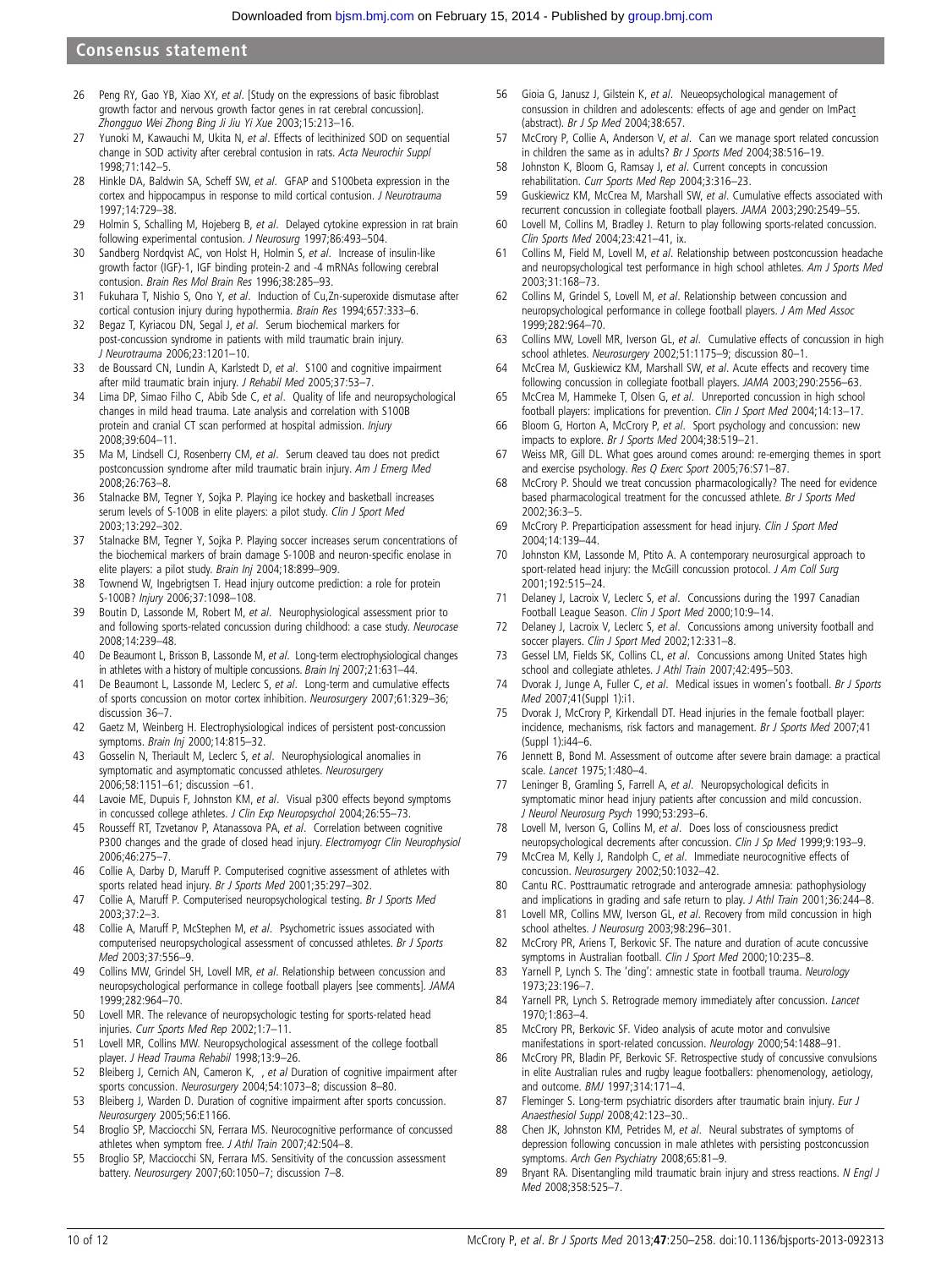26 Peng RY, Gao YB, Xiao XY, *et al*. [Study on the expressions of basic fibroblast growth factor and nervous growth factor genes in rat cerebral concussion]. *Zhongguo Wei Zhong Bing Ji Jiu Yi Xue* 2003;15:213–16.

27 Yunoki M, Kawauchi M, Ukita N, *et al*. Effects of lecithinized SOD on sequential change in SOD activity after cerebral contusion in rats. *Acta Neurochir Suppl* 1998;71:142–5.

28 Hinkle DA, Baldwin SA, Scheff SW, *et al*. GFAP and S100beta expression in the cortex and hippocampus in response to mild cortical contusion. *J Neurotrauma* 1997;14:729–38.

29 Holmin S, Schalling M, Hojeberg B, *et al*. Delayed cytokine expression in rat brain following experimental contusion. *J Neurosurg* 1997;86:493–504.

30 Sandberg Nordqvist AC, von Holst H, Holmin S, *et al*. Increase of insulin-like growth factor (IGF)-1, IGF binding protein-2 and -4 mRNAs following cerebral contusion. *Brain Res Mol Brain Res* 1996;38:285–93.

31 Fukuhara T, Nishio S, Ono Y, *et al*. Induction of Cu,Zn-superoxide dismutase after cortical contusion injury during hypothermia. *Brain Res* 1994;657:333–6.

32 Begaz T, Kyriacou DN, Segal J, *et al*. Serum biochemical markers for post-concussion syndrome in patients with mild traumatic brain injury. *J Neurotrauma* 2006;23:1201–10.

33 de Boussard CN, Lundin A, Karlstedt D, *et al*. S100 and cognitive impairment after mild traumatic brain injury. *J Rehabil Med* 2005;37:53–7.

34 Lima DP, Simao Filho C, Abib Sde C, *et al*. Quality of life and neuropsychological changes in mild head trauma. Late analysis and correlation with S100B protein and cranial CT scan performed at hospital admission. *Injury* 2008;39:604–11.

35 Ma M, Lindsell CJ, Rosenberry CM, *et al*. Serum cleaved tau does not predict postconcussion syndrome after mild traumatic brain injury. *Am J Emerg Med* 2008;26:763–8.

36 Stalnacke BM, Tegner Y, Sojka P. Playing ice hockey and basketball increases serum levels of S-100B in elite players: a pilot study. *Clin J Sport Med* 2003;13:292–302.

37 Stalnacke BM, Tegner Y, Sojka P. Playing soccer increases serum concentrations of the biochemical markers of brain damage S-100B and neuron-specific enolase in elite players: a pilot study. *Brain Inj* 2004;18:899–909.

38 Townend W, Ingebrigtsen T. Head injury outcome prediction: a role for protein S-100B? *Injury* 2006;37:1098–108.

39 Boutin D, Lassonde M, Robert M, *et al*. Neurophysiological assessment prior to and following sports-related concussion during childhood: a case study. *Neurocase* 2008;14:239–48.

40 De Beaumont L, Brisson B, Lassonde M, *et al*. Long-term electrophysiological changes in athletes with a history of multiple concussions. *Brain Inj* 2007;21:631–44.

41 De Beaumont L, Lassonde M, Leclerc S, *et al*. Long-term and cumulative effects of sports concussion on motor cortex inhibition. *Neurosurgery* 2007;61:329–36; discussion 36–7.

42 Gaetz M, Weinberg H. Electrophysiological indices of persistent post-concussion symptoms. *Brain Inj* 2000;14:815–32.

43 Gosselin N, Theriault M, Leclerc S, *et al*. Neurophysiological anomalies in symptomatic and asymptomatic concussed athletes. *Neurosurgery* 2006;58:1151–61; discussion –61.

44 Lavoie ME, Dupuis F, Johnston KM, *et al*. Visual p300 effects beyond symptoms in concussed college athletes. *J Clin Exp Neuropsychol* 2004;26:55–73.

45 Rousseff RT, Tzvetanov P, Atanassova PA, *et al*. Correlation between cognitive P300 changes and the grade of closed head injury. *Electromyogr Clin Neurophysiol* 2006;46:275–7.

46 Collie A, Darby D, Maruff P. Computerised cognitive assessment of athletes with sports related head injury. *Br J Sports Med* 2001;35:297–302.

47 Collie A, Maruff P. Computerised neuropsychological testing. *Br J Sports Med* 2003;37:2–3.

48 Collie A, Maruff P, McStephen M, *et al*. Psychometric issues associated with computerised neuropsychological assessment of concussed athletes. *Br J Sports Med* 2003;37:556–9.

49 Collins MW, Grindel SH, Lovell MR, *et al*. Relationship between concussion and neuropsychological performance in college football players [see comments]. *JAMA* 1999;282:964–70.

50 Lovell MR. The relevance of neuropsychologic testing for sports-related head injuries. *Curr Sports Med Rep* 2002;1:7–11.

51 Lovell MR, Collins MW. Neuropsychological assessment of the college football player. *J Head Trauma Rehabil* 1998;13:9–26.

52 Bleiberg J, Cernich AN, Cameron K, , *et al* Duration of cognitive impairment after sports concussion. *Neurosurgery* 2004;54:1073–8; discussion 8–80.

53 Bleiberg J, Warden D. Duration of cognitive impairment after sports concussion. *Neurosurgery* 2005;56:E1166.

54 Broglio SP, Macciocchi SN, Ferrara MS. Neurocognitive performance of concussed athletes when symptom free. *J Athl Train* 2007;42:504–8.

55 Broglio SP, Macciocchi SN, Ferrara MS. Sensitivity of the concussion assessment battery. *Neurosurgery* 2007;60:1050–7; discussion 7–8.

56 Gioia G, Janusz J, Gilstein K, *et al*. Neueopsychological management of consussion in children and adolescents: effects of age and gender on ImPact (abstract). *Br J Sp Med* 2004;38:657.

57 McCrory P, Collie A, Anderson V, *et al*. Can we manage sport related concussion in children the same as in adults? *Br J Sports Med* 2004;38:516–19.

58 Johnston K, Bloom G, Ramsay J, *et al*. Current concepts in concussion rehabilitation. *Curr Sports Med Rep* 2004;3:316–23.

59 Guskiewicz KM, McCrea M, Marshall SW, *et al*. Cumulative effects associated with recurrent concussion in collegiate football players. *JAMA* 2003;290:2549–55.

60 Lovell M, Collins M, Bradley J. Return to play following sports-related concussion. *Clin Sports Med* 2004;23:421–41, ix.

61 Collins M, Field M, Lovell M, *et al*. Relationship between postconcussion headache and neuropsychological test performance in high school athletes. *Am J Sports Med* 2003;31:168–73.

62 Collins M, Grindel S, Lovell M, *et al*. Relationship between concussion and neuropsychological performance in college football players. *J Am Med Assoc* 1999;282:964–70.

63 Collins MW, Lovell MR, Iverson GL, *et al*. Cumulative effects of concussion in high school athletes. *Neurosurgery* 2002;51:1175–9; discussion 80–1.

64 McCrea M, Guskiewicz KM, Marshall SW, *et al*. Acute effects and recovery time following concussion in collegiate football players. *JAMA* 2003;290:2556–63.

65 McCrea M, Hammeke T, Olsen G, *et al*. Unreported concussion in high school football players: implications for prevention. *Clin J Sport Med* 2004;14:13–17.

66 Bloom G, Horton A, McCrory P, *et al*. Sport psychology and concussion: new impacts to explore. *Br J Sports Med* 2004;38:519–21.

67 Weiss MR, Gill DL. What goes around comes around: re-emerging themes in sport and exercise psychology. *Res Q Exerc Sport* 2005;76:S71–87.

68 McCrory P. Should we treat concussion pharmacologically? The need for evidence based pharmacological treatment for the concussed athlete. *Br J Sports Med* 2002;36:3–5.

69 McCrory P. Preparticipation assessment for head injury. *Clin J Sport Med* 2004;14:139–44.

70 Johnston KM, Lassonde M, Ptito A. A contemporary neurosurgical approach to sport-related head injury: the McGill concussion protocol. *J Am Coll Surg* 2001;192:515–24.

71 Delaney J, Lacroix V, Leclerc S, *et al*. Concussions during the 1997 Canadian Football League Season. *Clin J Sport Med* 2000;10:9–14.

72 Delaney J, Lacroix V, Leclerc S, *et al*. Concussions among university football and soccer players. *Clin J Sport Med* 2002;12:331–8.

73 Gessel LM, Fields SK, Collins CL, *et al*. Concussions among United States high school and collegiate athletes. *J Athl Train* 2007;42:495–503.

74 Dvorak J, Junge A, Fuller C, *et al*. Medical issues in women's football. *Br J Sports Med* 2007;41(Suppl 1):i1.

75 Dvorak J, McCrory P, Kirkendall DT. Head injuries in the female football player: incidence, mechanisms, risk factors and management. *Br J Sports Med* 2007;41 (Suppl 1):i44–6.

76 Jennett B, Bond M. Assessment of outcome after severe brain damage: a practical scale. *Lancet* 1975;1:480–4.

77 Leninger B, Gramling S, Farrell A, *et al*. Neuropsychological deficits in symptomatic minor head injury patients after concussion and mild concussion. *J Neurol Neurosurg Psych* 1990;53:293–6.

78 Lovell M, Iverson G, Collins M, *et al*. Does loss of consciousness predict neuropsychological decrements after concussion. *Clin J Sp Med* 1999;9:193–8.

79 McCrea M, Kelly J, Randolph C, *et al*. Immediate neurocognitive effects of concussion. *Neurosurgery* 2002;50:1032–42.

80 Cantu RC. Posttraumatic retrograde and anterograde amnesia: pathophysiology and implications in grading and safe return to play. *J Athl Train* 2001;36:244–8.

81 Lovell MR, Collins MW, Iverson GL, *et al*. Recovery from mild concussion in high school atheltes. *J Neurosurg* 2003;98:296–301.

82 McCrory PR, Ariens T, Berkovic SF. The nature and duration of acute concussive symptoms in Australian football. *Clin J Sport Med* 2000;10:235–8.

83 Yarnell P, Lynch S. The 'ding': amnestic state in football trauma. *Neurology* 1973;23:196–7.

84 Yarnell PR, Lynch S. Retrograde memory immediately after concussion. *Lancet* 1970;1:863–4.

85 McCrory PR, Berkovic SF. Video analysis of acute motor and convulsive manifestations in sport-related concussion. *Neurology* 2000;54:1488–91.

86 McCrory PR, Bladin PF, Berkovic SF. Retrospective study of concussive convulsions in elite Australian rules and rugby league footballers: phenomenology, aetiology, and outcome. *BMJ* 1997;314:171–4.

87 Fleminger S. Long-term psychiatric disorders after traumatic brain injury. *Eur J Anaesthesiol Suppl* 2008;42:123–30..

88 Chen JK, Johnston KM, Petrides M, *et al*. Neural substrates of symptoms of depression following concussion in male athletes with persisting postconcussion symptoms. *Arch Gen Psychiatry* 2008;65:81–9.

89 Bryant RA. Disentangling mild traumatic brain injury and stress reactions. *N Engl J Med* 2008;358:525–7.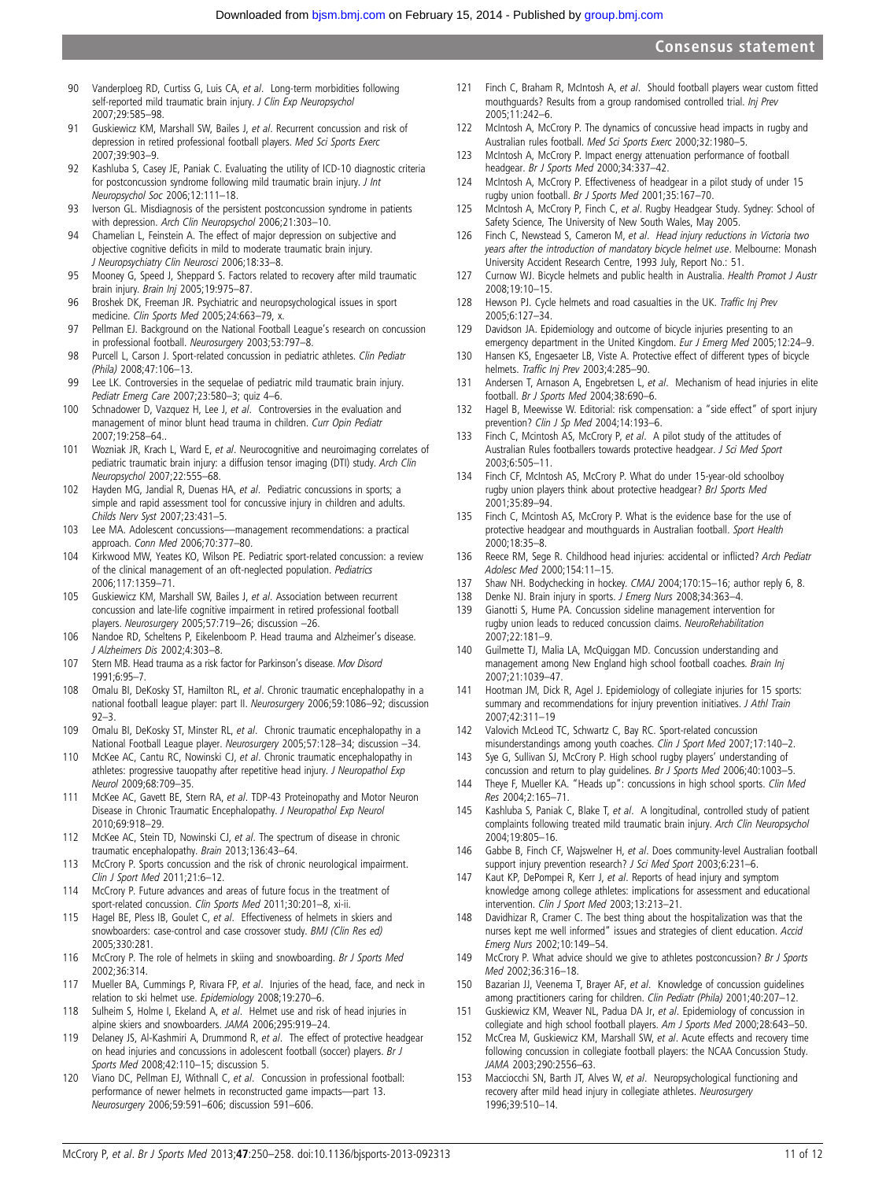90 Vanderploeg RD, Curtiss G, Luis CA, *et al*. Long-term morbidities following self-reported mild traumatic brain injury. *J Clin Exp Neuropsychol* 2007;29:585–98.
91 Guskiewicz KM, Marshall SW, Bailes J, *et al*. Recurrent concussion and risk of depression in retired professional football players. *Med Sci Sports Exerc* 2007;39:903–9.
92 Kashluba S, Casey JE, Paniak C. Evaluating the utility of ICD-10 diagnostic criteria for postconcussion syndrome following mild traumatic brain injury. *J Int Neuropsychol Soc* 2006;12:111–18.
93 Iverson GL. Misdiagnosis of the persistent postconcussion syndrome in patients with depression. *Arch Clin Neuropsychol* 2006;21:303–10.
94 Chamelian L, Feinstein A. The effect of major depression on subjective and objective cognitive deficits in mild to moderate traumatic brain injury. *J Neuropsychiatry Clin Neurosci* 2006;18:33–8.
95 Mooney G, Speed J, Sheppard S. Factors related to recovery after mild traumatic brain injury. *Brain Inj* 2005;19:975–87.
96 Broshek DK, Freeman JR. Psychiatric and neuropsychological issues in sport medicine. *Clin Sports Med* 2005;24:663–79, x.
97 Pellman EJ. Background on the National Football League's research on concussion in professional football. *Neurosurgery* 2003;53:797–8.
98 Purcell L, Carson J. Sport-related concussion in pediatric athletes. *Clin Pediatr (Phila)* 2008;47:106–13.
99 Lee LK. Controversies in the sequelae of pediatric mild traumatic brain injury. *Pediatr Emerg Care* 2007;23:580–3; quiz 4–6.
100 Schnadower D, Vazquez H, Lee J, *et al*. Controversies in the evaluation and management of minor blunt head trauma in children. *Curr Opin Pediatr* 2007;19:258–64..
101 Wozniak JR, Krach L, Ward E, *et al*. Neurocognitive and neuroimaging correlates of pediatric traumatic brain injury: a diffusion tensor imaging (DTI) study. *Arch Clin Neuropsychol* 2007;22:555–68.
102 Hayden MG, Jandial R, Duenas HA, *et al*. Pediatric concussions in sports; a simple and rapid assessment tool for concussive injury in children and adults. *Childs Nerv Syst* 2007;23:431–5.
103 Lee MA. Adolescent concussions—management recommendations: a practical approach. *Conn Med* 2006;70:377–80.
104 Kirkwood MW, Yeates KO, Wilson PE. Pediatric sport-related concussion: a review of the clinical management of an oft-neglected population. *Pediatrics* 2006;117:1359–71.
105 Guskiewicz KM, Marshall SW, Bailes J, *et al*. Association between recurrent concussion and late-life cognitive impairment in retired professional football players. *Neurosurgery* 2005;57:719–26; discussion –26.
106 Nandoe RD, Scheltens P, Eikelenboom P. Head trauma and Alzheimer's disease. *J Alzheimers Dis* 2002;4:303–8.
107 Stern MB. Head trauma as a risk factor for Parkinson's disease. *Mov Disord* 1991;6:95–7.
108 Omalu BI, DeKosky ST, Hamilton RL, *et al*. Chronic traumatic encephalopathy in a national football league player: part II. *Neurosurgery* 2006;59:1086–92; discussion 92–3.
109 Omalu BI, DeKosky ST, Minster RL, *et al*. Chronic traumatic encephalopathy in a National Football League player. *Neurosurgery* 2005;57:128–34; discussion –34.
110 McKee AC, Cantu RC, Nowinski CJ, *et al*. Chronic traumatic encephalopathy in athletes: progressive tauopathy after repetitive head injury. *J Neuropathol Exp Neurol* 2009;68:709–35.
111 McKee AC, Gavett BE, Stern RA, *et al*. TDP-43 Proteinopathy and Motor Neuron Disease in Chronic Traumatic Encephalopathy. *J Neuropathol Exp Neurol* 2010;69:918–29.
112 McKee AC, Stein TD, Nowinski CJ, *et al*. The spectrum of disease in chronic traumatic encephalopathy. *Brain* 2013;136:43–64.
113 McCrory P. Sports concussion and the risk of chronic neurological impairment. *Clin J Sport Med* 2011;21:6–12.
114 McCrory P. Future advances and areas of future focus in the treatment of sport-related concussion. *Clin Sports Med* 2011;30:201–8, xi-ii.
115 Hagel BE, Pless IB, Goulet C, *et al*. Effectiveness of helmets in skiers and snowboarders: case-control and case crossover study. *BMJ (Clin Res ed)* 2005;330:281.
116 McCrory P. The role of helmets in skiing and snowboarding. *Br J Sports Med* 2002;36:314.
117 Mueller BA, Cummings P, Rivara FP, *et al*. Injuries of the head, face, and neck in relation to ski helmet use. *Epidemiology* 2008;19:270–6.
118 Sulheim S, Holme I, Ekeland A, *et al*. Helmet use and risk of head injuries in alpine skiers and snowboarders. *JAMA* 2006;295:919–24.
119 Delaney JS, Al-Kashmiri A, Drummond R, *et al*. The effect of protective headgear on head injuries and concussions in adolescent football (soccer) players. *Br J Sports Med* 2008;42:110–15; discussion 5.
120 Viano DC, Pellman EJ, Withnall C, *et al*. Concussion in professional football: performance of newer helmets in reconstructed game impacts—part 13. *Neurosurgery* 2006;59:591–606; discussion 591–606.
121 Finch C, Braham R, McIntosh A, *et al*. Should football players wear custom fitted mouthguards? Results from a group randomised controlled trial. *Inj Prev* 2005;11:242–6.
122 McIntosh A, McCrory P. The dynamics of concussive head impacts in rugby and Australian rules football. *Med Sci Sports Exerc* 2000;32:1980–5.
123 McIntosh A, McCrory P. Impact energy attenuation performance of football headgear. *Br J Sports Med* 2000;34:337–42.
124 McIntosh A, McCrory P. Effectiveness of headgear in a pilot study of under 15 rugby union football. *Br J Sports Med* 2001;35:167–70.
125 McIntosh A, McCrory P, Finch C, *et al*. Rugby Headgear Study. Sydney: School of Safety Science, The University of New South Wales, May 2005.
126 Finch C, Newstead S, Cameron M, *et al*. *Head injury reductions in Victoria two years after the introduction of mandatory bicycle helmet use*. Melbourne: Monash University Accident Research Centre, 1993 July, Report No.: 51.
127 Curnow WJ. Bicycle helmets and public health in Australia. *Health Promot J Austr* 2008;19:10–15.
128 Hewson PJ. Cycle helmets and road casualties in the UK. *Traffic Inj Prev* 2005;6:127–34.
129 Davidson JA. Epidemiology and outcome of bicycle injuries presenting to an emergency department in the United Kingdom. *Eur J Emerg Med* 2005;12:24–9.
130 Hansen KS, Engesaeter LB, Viste A. Protective effect of different types of bicycle helmets. *Traffic Inj Prev* 2003;4:285–90.
131 Andersen T, Arnason A, Engebretsen L, *et al*. Mechanism of head injuries in elite football. *Br J Sports Med* 2004;38:690–6.
132 Hagel B, Meewisse W. Editorial: risk compensation: a "side effect" of sport injury prevention? *Clin J Sp Med* 2004;14:193–6.
133 Finch C, Mcintosh AS, McCrory P, *et al*. A pilot study of the attitudes of Australian Rules footballers towards protective headgear. *J Sci Med Sport* 2003;6:505–11.
134 Finch CF, McIntosh AS, McCrory P. What do under 15-year-old schoolboy rugby union players think about protective headgear? *BrJ Sports Med* 2001;35:89–94.
135 Finch C, Mcintosh AS, McCrory P. What is the evidence base for the use of protective headgear and mouthguards in Australian football. *Sport Health* 2000;18:35–8.
136 Reece RM, Sege R. Childhood head injuries: accidental or inflicted? *Arch Pediatr Adolesc Med* 2000;154:11–15.
137 Shaw NH. Bodychecking in hockey. *CMAJ* 2004;170:15–16; author reply 6, 8.
138 Denke NJ. Brain injury in sports. *J Emerg Nurs* 2008;34:363–4.
139 Gianotti S, Hume PA. Concussion sideline management intervention for rugby union leads to reduced concussion claims. *NeuroRehabilitation* 2007;22:181–9.
140 Guilmette TJ, Malia LA, McQuiggan MD. Concussion understanding and management among New England high school football coaches. *Brain Inj* 2007;21:1039–47.
141 Hootman JM, Dick R, Agel J. Epidemiology of collegiate injuries for 15 sports: summary and recommendations for injury prevention initiatives. *J Athl Train* 2007;42:311–19
142 Valovich McLeod TC, Schwartz C, Bay RC. Sport-related concussion misunderstandings among youth coaches. *Clin J Sport Med* 2007;17:140–2.
143 Sye G, Sullivan SJ, McCrory P. High school rugby players' understanding of concussion and return to play guidelines. *Br J Sports Med* 2006;40:1003–5.
144 Theye F, Mueller KA. "Heads up": concussions in high school sports. *Clin Med Res* 2004;2:165–71.
145 Kashluba S, Paniak C, Blake T, *et al*. A longitudinal, controlled study of patient complaints following treated mild traumatic brain injury. *Arch Clin Neuropsychol* 2004;19:805–16.
146 Gabbe B, Finch CF, Wajswelner H, *et al*. Does community-level Australian football support injury prevention research? *J Sci Med Sport* 2003;6:231–6.
147 Kaut KP, DePompei R, Kerr J, *et al*. Reports of head injury and symptom knowledge among college athletes: implications for assessment and educational intervention. *Clin J Sport Med* 2003;13:213–21.
148 Davidhizar R, Cramer C. The best thing about the hospitalization was that the nurses kept me well informed" issues and strategies of client education. *Accid Emerg Nurs* 2002;10:149–54.
149 McCrory P. What advice should we give to athletes postconcussion? *Br J Sports Med* 2002;36:316–18.
150 Bazarian JJ, Veenema T, Brayer AF, *et al*. Knowledge of concussion guidelines among practitioners caring for children. *Clin Pediatr (Phila)* 2001;40:207–12.
151 Guskiewicz KM, Weaver NL, Padua DA Jr, *et al*. Epidemiology of concussion in collegiate and high school football players. *Am J Sports Med* 2000;28:643–50.
152 McCrea M, Guskiewicz KM, Marshall SW, *et al*. Acute effects and recovery time following concussion in collegiate football players: the NCAA Concussion Study. *JAMA* 2003;290:2556–63.
153 Macciocchi SN, Barth JT, Alves W, *et al*. Neuropsychological functioning and recovery after mild head injury in collegiate athletes. *Neurosurgery* 1996;39:510–14.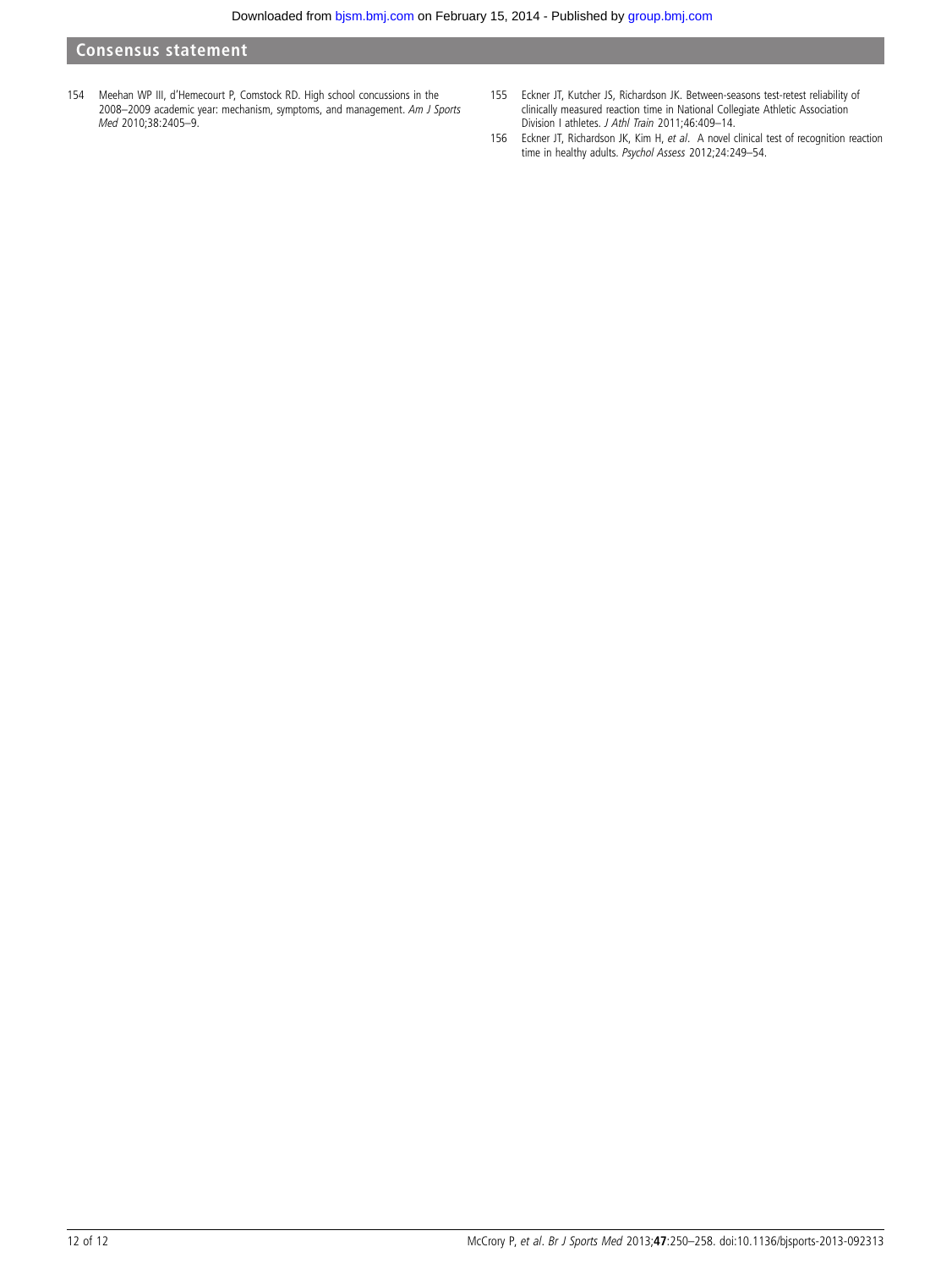154 Meehan WP III, d'Hemecourt P, Comstock RD. High school concussions in the 2008–2009 academic year: mechanism, symptoms, and management. *Am J Sports Med* 2010;38:2405–9.

155 Eckner JT, Kutcher JS, Richardson JK. Between-seasons test-retest reliability of clinically measured reaction time in National Collegiate Athletic Association Division I athletes. *J Athl Train* 2011;46:409–14.

156 Eckner JT, Richardson JK, Kim H, *et al*. A novel clinical test of recognition reaction time in healthy adults. *Psychol Assess* 2012;24:249–54.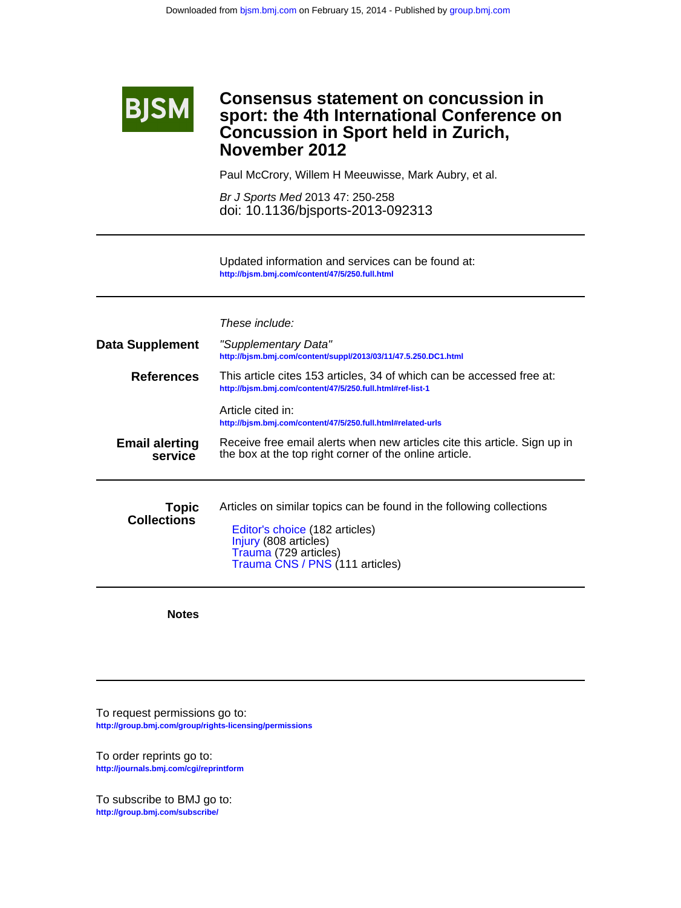Downloaded from bjsm.bmj.com on February 15, 2014 - Published by group.bmj.com

BJSM

# Consensus statement on concussion in sport: the 4th International Conference on Concussion in Sport held in Zurich, November 2012

Paul McCrory, Willem H Meeuwisse, Mark Aubry, et al.

*Br J Sports Med* 2013 47: 250-258
doi: 10.1136/bjsports-2013-092313

Updated information and services can be found at:
http://bjsm.bmj.com/content/47/5/250.full.html

*These include:*

**Data Supplement**
*"Supplementary Data"*
http://bjsm.bmj.com/content/suppl/2013/03/11/47.5.250.DC1.html

**References**
This article cites 153 articles, 34 of which can be accessed free at:
http://bjsm.bmj.com/content/47/5/250.full.html#ref-list-1

Article cited in:
http://bjsm.bmj.com/content/47/5/250.full.html#related-urls

**Email alerting service**
Receive free email alerts when new articles cite this article. Sign up in the box at the top right corner of the online article.

**Topic Collections**
Articles on similar topics can be found in the following collections

- Editor's choice (182 articles)
- Injury (808 articles)
- Trauma (729 articles)
- Trauma CNS / PNS (111 articles)

**Notes**

To request permissions go to:
http://group.bmj.com/group/rights-licensing/permissions

To order reprints go to:
http://journals.bmj.com/cgi/reprintform

To subscribe to BMJ go to:
http://group.bmj.com/subscribe/